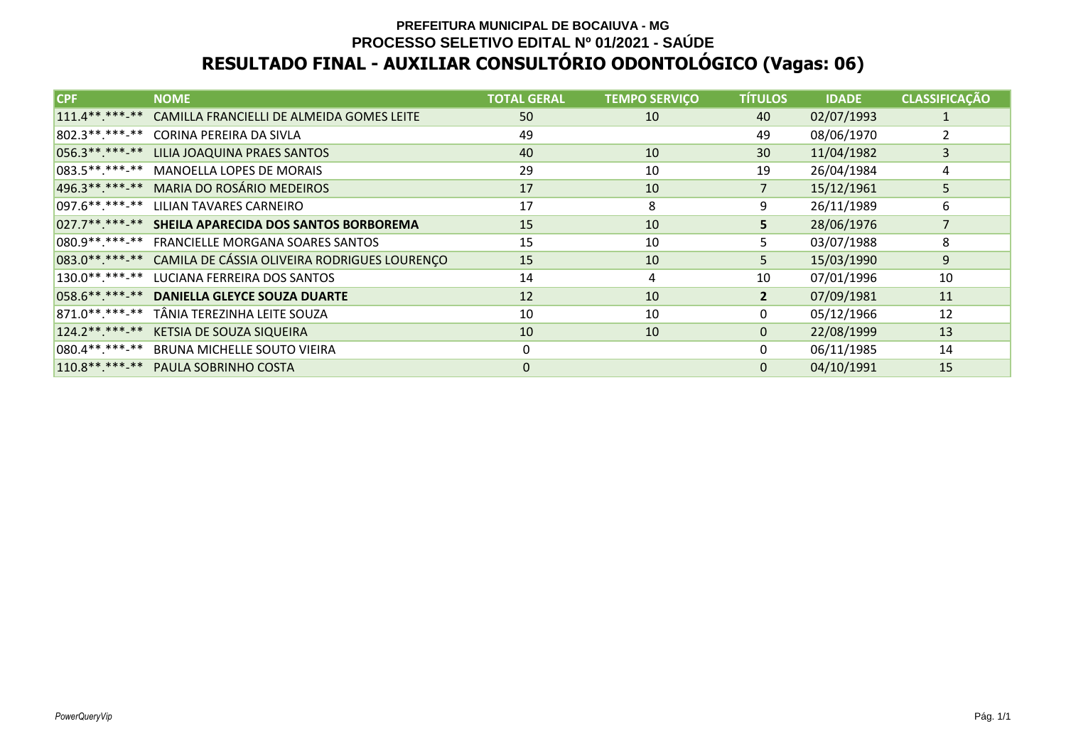**PREFEITURA MUNICIPAL DE BOCAIUVA - MG**

**PROCESSO SELETIVO EDITAL Nº 01/2021 - SAÚDE**

# RESULTADO FINAL - AUXILIAR CONSULTÓRIO ODONTOLÓGICO (Vagas: 06)

| CPF | NOME | TOTAL GERAL | TEMPO SERVIÇO | TÍTULOS | IDADE | CLASSIFICAÇÃO |
|---|---|---|---|---|---|---|
| 111.4**.***-** | CAMILLA FRANCIELLI DE ALMEIDA GOMES LEITE | 50 | 10 | 40 | 02/07/1993 | 1 |
| 802.3**.***-** | CORINA PEREIRA DA SIVLA | 49 | | 49 | 08/06/1970 | 2 |
| 056.3**.***-** | LILIA JOAQUINA PRAES SANTOS | 40 | 10 | 30 | 11/04/1982 | 3 |
| 083.5**.***-** | MANOELLA LOPES DE MORAIS | 29 | 10 | 19 | 26/04/1984 | 4 |
| 496.3**.***-** | MARIA DO ROSÁRIO MEDEIROS | 17 | 10 | 7 | 15/12/1961 | 5 |
| 097.6**.***-** | LILIAN TAVARES CARNEIRO | 17 | 8 | 9 | 26/11/1989 | 6 |
| 027.7**.***-** | **SHEILA APARECIDA DOS SANTOS BORBOREMA** | 15 | 10 | **5** | 28/06/1976 | 7 |
| 080.9**.***-** | FRANCIELLE MORGANA SOARES SANTOS | 15 | 10 | 5 | 03/07/1988 | 8 |
| 083.0**.***-** | CAMILA DE CÁSSIA OLIVEIRA RODRIGUES LOURENÇO | 15 | 10 | 5 | 15/03/1990 | 9 |
| 130.0**.***-** | LUCIANA FERREIRA DOS SANTOS | 14 | 4 | 10 | 07/01/1996 | 10 |
| 058.6**.***-** | **DANIELLA GLEYCE SOUZA DUARTE** | 12 | 10 | **2** | 07/09/1981 | 11 |
| 871.0**.***-** | TÂNIA TEREZINHA LEITE SOUZA | 10 | 10 | 0 | 05/12/1966 | 12 |
| 124.2**.***-** | KETSIA DE SOUZA SIQUEIRA | 10 | 10 | 0 | 22/08/1999 | 13 |
| 080.4**.***-** | BRUNA MICHELLE SOUTO VIEIRA | 0 | | 0 | 06/11/1985 | 14 |
| 110.8**.***-** | PAULA SOBRINHO COSTA | 0 | | 0 | 04/10/1991 | 15 |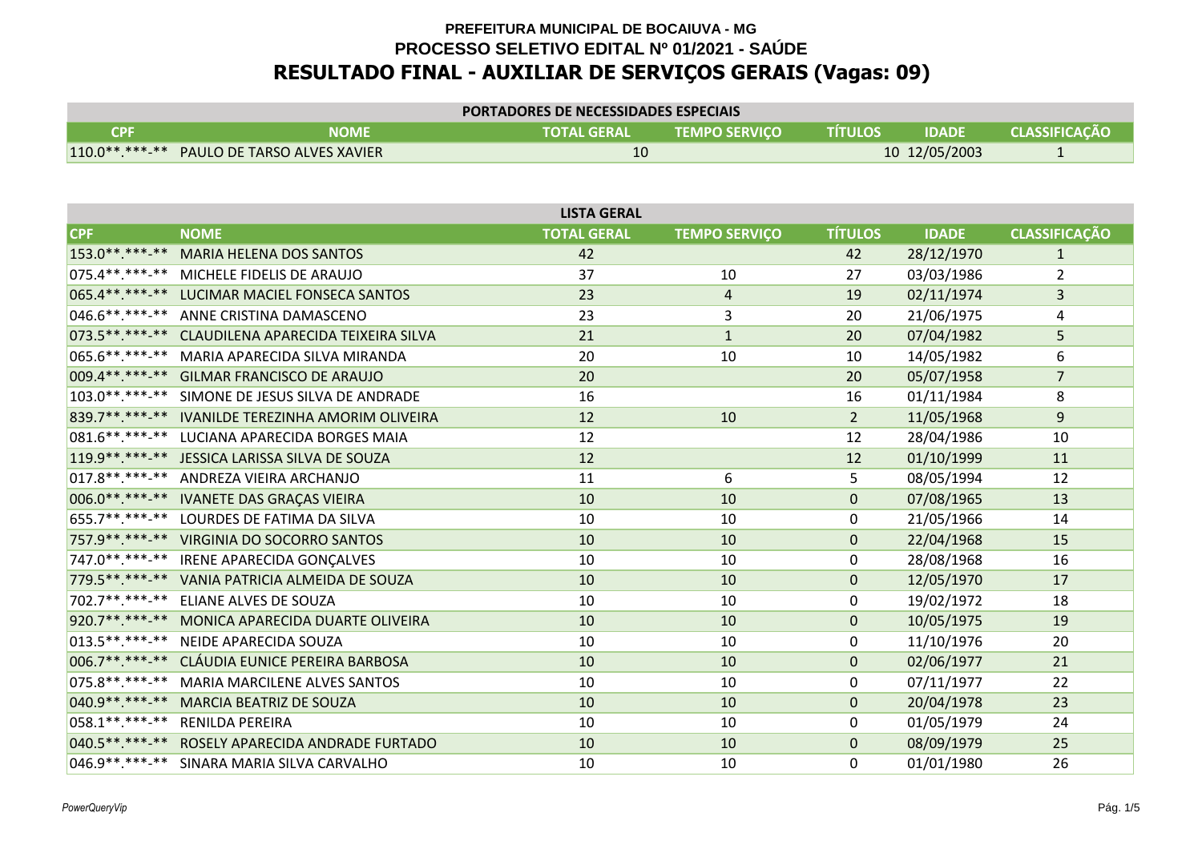**PREFEITURA MUNICIPAL DE BOCAIUVA - MG**

**PROCESSO SELETIVO EDITAL Nº 01/2021 - SAÚDE**

# RESULTADO FINAL - AUXILIAR DE SERVIÇOS GERAIS (Vagas: 09)

**PORTADORES DE NECESSIDADES ESPECIAIS**

| CPF | NOME | TOTAL GERAL | TEMPO SERVIÇO | TÍTULOS | IDADE | CLASSIFICAÇÃO |
|---|---|---|---|---|---|---|
| 110.0**.***-** | PAULO DE TARSO ALVES XAVIER | 10 | | 10 | 12/05/2003 | 1 |

**LISTA GERAL**

| CPF | NOME | TOTAL GERAL | TEMPO SERVIÇO | TÍTULOS | IDADE | CLASSIFICAÇÃO |
|---|---|---|---|---|---|---|
| 153.0**.***-** | MARIA HELENA DOS SANTOS | 42 | | 42 | 28/12/1970 | 1 |
| 075.4**.***-** | MICHELE FIDELIS DE ARAUJO | 37 | 10 | 27 | 03/03/1986 | 2 |
| 065.4**.***-** | LUCIMAR MACIEL FONSECA SANTOS | 23 | 4 | 19 | 02/11/1974 | 3 |
| 046.6**.***-** | ANNE CRISTINA DAMASCENO | 23 | 3 | 20 | 21/06/1975 | 4 |
| 073.5**.***-** | CLAUDILENA APARECIDA TEIXEIRA SILVA | 21 | 1 | 20 | 07/04/1982 | 5 |
| 065.6**.***-** | MARIA APARECIDA SILVA MIRANDA | 20 | 10 | 10 | 14/05/1982 | 6 |
| 009.4**.***-** | GILMAR FRANCISCO DE ARAUJO | 20 | | 20 | 05/07/1958 | 7 |
| 103.0**.***-** | SIMONE DE JESUS SILVA DE ANDRADE | 16 | | 16 | 01/11/1984 | 8 |
| 839.7**.***-** | IVANILDE TEREZINHA AMORIM OLIVEIRA | 12 | 10 | 2 | 11/05/1968 | 9 |
| 081.6**.***-** | LUCIANA APARECIDA BORGES MAIA | 12 | | 12 | 28/04/1986 | 10 |
| 119.9**.***-** | JESSICA LARISSA SILVA DE SOUZA | 12 | | 12 | 01/10/1999 | 11 |
| 017.8**.***-** | ANDREZA VIEIRA ARCHANJO | 11 | 6 | 5 | 08/05/1994 | 12 |
| 006.0**.***-** | IVANETE DAS GRAÇAS VIEIRA | 10 | 10 | 0 | 07/08/1965 | 13 |
| 655.7**.***-** | LOURDES DE FATIMA DA SILVA | 10 | 10 | 0 | 21/05/1966 | 14 |
| 757.9**.***-** | VIRGINIA DO SOCORRO SANTOS | 10 | 10 | 0 | 22/04/1968 | 15 |
| 747.0**.***-** | IRENE APARECIDA GONÇALVES | 10 | 10 | 0 | 28/08/1968 | 16 |
| 779.5**.***-** | VANIA PATRICIA ALMEIDA DE SOUZA | 10 | 10 | 0 | 12/05/1970 | 17 |
| 702.7**.***-** | ELIANE ALVES DE SOUZA | 10 | 10 | 0 | 19/02/1972 | 18 |
| 920.7**.***-** | MONICA APARECIDA DUARTE OLIVEIRA | 10 | 10 | 0 | 10/05/1975 | 19 |
| 013.5**.***-** | NEIDE APARECIDA SOUZA | 10 | 10 | 0 | 11/10/1976 | 20 |
| 006.7**.***-** | CLÁUDIA EUNICE PEREIRA BARBOSA | 10 | 10 | 0 | 02/06/1977 | 21 |
| 075.8**.***-** | MARIA MARCILENE ALVES SANTOS | 10 | 10 | 0 | 07/11/1977 | 22 |
| 040.9**.***-** | MARCIA BEATRIZ DE SOUZA | 10 | 10 | 0 | 20/04/1978 | 23 |
| 058.1**.***-** | RENILDA PEREIRA | 10 | 10 | 0 | 01/05/1979 | 24 |
| 040.5**.***-** | ROSELY APARECIDA ANDRADE FURTADO | 10 | 10 | 0 | 08/09/1979 | 25 |
| 046.9**.***-** | SINARA MARIA SILVA CARVALHO | 10 | 10 | 0 | 01/01/1980 | 26 |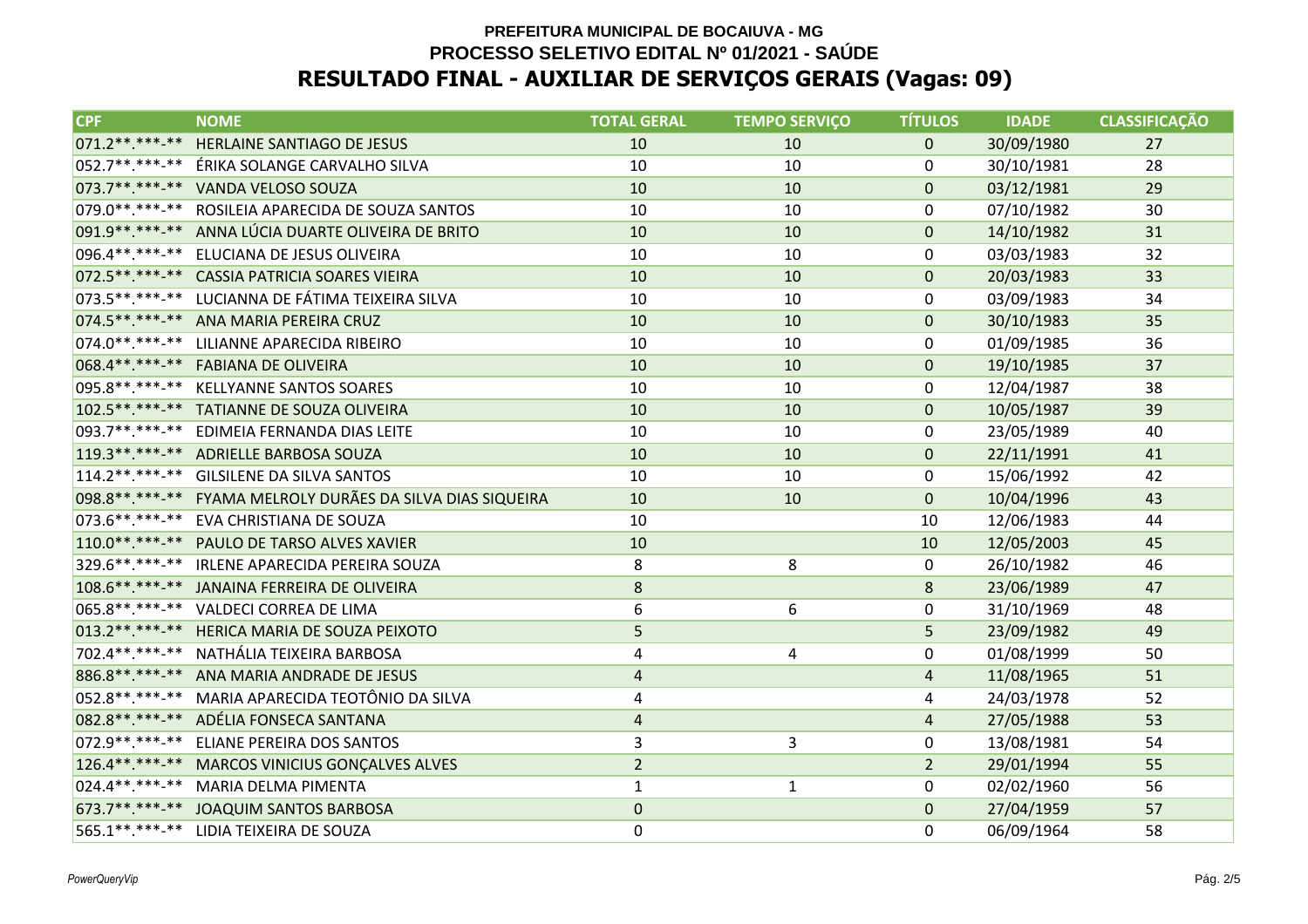**PREFEITURA MUNICIPAL DE BOCAIUVA - MG**

**PROCESSO SELETIVO EDITAL Nº 01/2021 - SAÚDE**

# RESULTADO FINAL - AUXILIAR DE SERVIÇOS GERAIS (Vagas: 09)

| CPF | NOME | TOTAL GERAL | TEMPO SERVIÇO | TÍTULOS | IDADE | CLASSIFICAÇÃO |
|---|---|---|---|---|---|---|
| 071.2**.***-** | HERLAINE SANTIAGO DE JESUS | 10 | 10 | 0 | 30/09/1980 | 27 |
| 052.7**.***-** | ÉRIKA SOLANGE CARVALHO SILVA | 10 | 10 | 0 | 30/10/1981 | 28 |
| 073.7**.***-** | VANDA VELOSO SOUZA | 10 | 10 | 0 | 03/12/1981 | 29 |
| 079.0**.***-** | ROSILEIA APARECIDA DE SOUZA SANTOS | 10 | 10 | 0 | 07/10/1982 | 30 |
| 091.9**.***-** | ANNA LÚCIA DUARTE OLIVEIRA DE BRITO | 10 | 10 | 0 | 14/10/1982 | 31 |
| 096.4**.***-** | ELUCIANA DE JESUS OLIVEIRA | 10 | 10 | 0 | 03/03/1983 | 32 |
| 072.5**.***-** | CASSIA PATRICIA SOARES VIEIRA | 10 | 10 | 0 | 20/03/1983 | 33 |
| 073.5**.***-** | LUCIANNA DE FÁTIMA TEIXEIRA SILVA | 10 | 10 | 0 | 03/09/1983 | 34 |
| 074.5**.***-** | ANA MARIA PEREIRA CRUZ | 10 | 10 | 0 | 30/10/1983 | 35 |
| 074.0**.***-** | LILIANNE APARECIDA RIBEIRO | 10 | 10 | 0 | 01/09/1985 | 36 |
| 068.4**.***-** | FABIANA DE OLIVEIRA | 10 | 10 | 0 | 19/10/1985 | 37 |
| 095.8**.***-** | KELLYANNE SANTOS SOARES | 10 | 10 | 0 | 12/04/1987 | 38 |
| 102.5**.***-** | TATIANNE DE SOUZA OLIVEIRA | 10 | 10 | 0 | 10/05/1987 | 39 |
| 093.7**.***-** | EDIMEIA FERNANDA DIAS LEITE | 10 | 10 | 0 | 23/05/1989 | 40 |
| 119.3**.***-** | ADRIELLE BARBOSA SOUZA | 10 | 10 | 0 | 22/11/1991 | 41 |
| 114.2**.***-** | GILSILENE DA SILVA SANTOS | 10 | 10 | 0 | 15/06/1992 | 42 |
| 098.8**.***-** | FYAMA MELROLY DURÃES DA SILVA DIAS SIQUEIRA | 10 | 10 | 0 | 10/04/1996 | 43 |
| 073.6**.***-** | EVA CHRISTIANA DE SOUZA | 10 | | 10 | 12/06/1983 | 44 |
| 110.0**.***-** | PAULO DE TARSO ALVES XAVIER | 10 | | 10 | 12/05/2003 | 45 |
| 329.6**.***-** | IRLENE APARECIDA PEREIRA SOUZA | 8 | 8 | 0 | 26/10/1982 | 46 |
| 108.6**.***-** | JANAINA FERREIRA DE OLIVEIRA | 8 | | 8 | 23/06/1989 | 47 |
| 065.8**.***-** | VALDECI CORREA DE LIMA | 6 | 6 | 0 | 31/10/1969 | 48 |
| 013.2**.***-** | HERICA MARIA DE SOUZA PEIXOTO | 5 | | 5 | 23/09/1982 | 49 |
| 702.4**.***-** | NATHÁLIA TEIXEIRA BARBOSA | 4 | 4 | 0 | 01/08/1999 | 50 |
| 886.8**.***-** | ANA MARIA ANDRADE DE JESUS | 4 | | 4 | 11/08/1965 | 51 |
| 052.8**.***-** | MARIA APARECIDA TEOTÔNIO DA SILVA | 4 | | 4 | 24/03/1978 | 52 |
| 082.8**.***-** | ADÉLIA FONSECA SANTANA | 4 | | 4 | 27/05/1988 | 53 |
| 072.9**.***-** | ELIANE PEREIRA DOS SANTOS | 3 | 3 | 0 | 13/08/1981 | 54 |
| 126.4**.***-** | MARCOS VINICIUS GONÇALVES ALVES | 2 | | 2 | 29/01/1994 | 55 |
| 024.4**.***-** | MARIA DELMA PIMENTA | 1 | 1 | 0 | 02/02/1960 | 56 |
| 673.7**.***-** | JOAQUIM SANTOS BARBOSA | 0 | | 0 | 27/04/1959 | 57 |
| 565.1**.***-** | LIDIA TEIXEIRA DE SOUZA | 0 | | 0 | 06/09/1964 | 58 |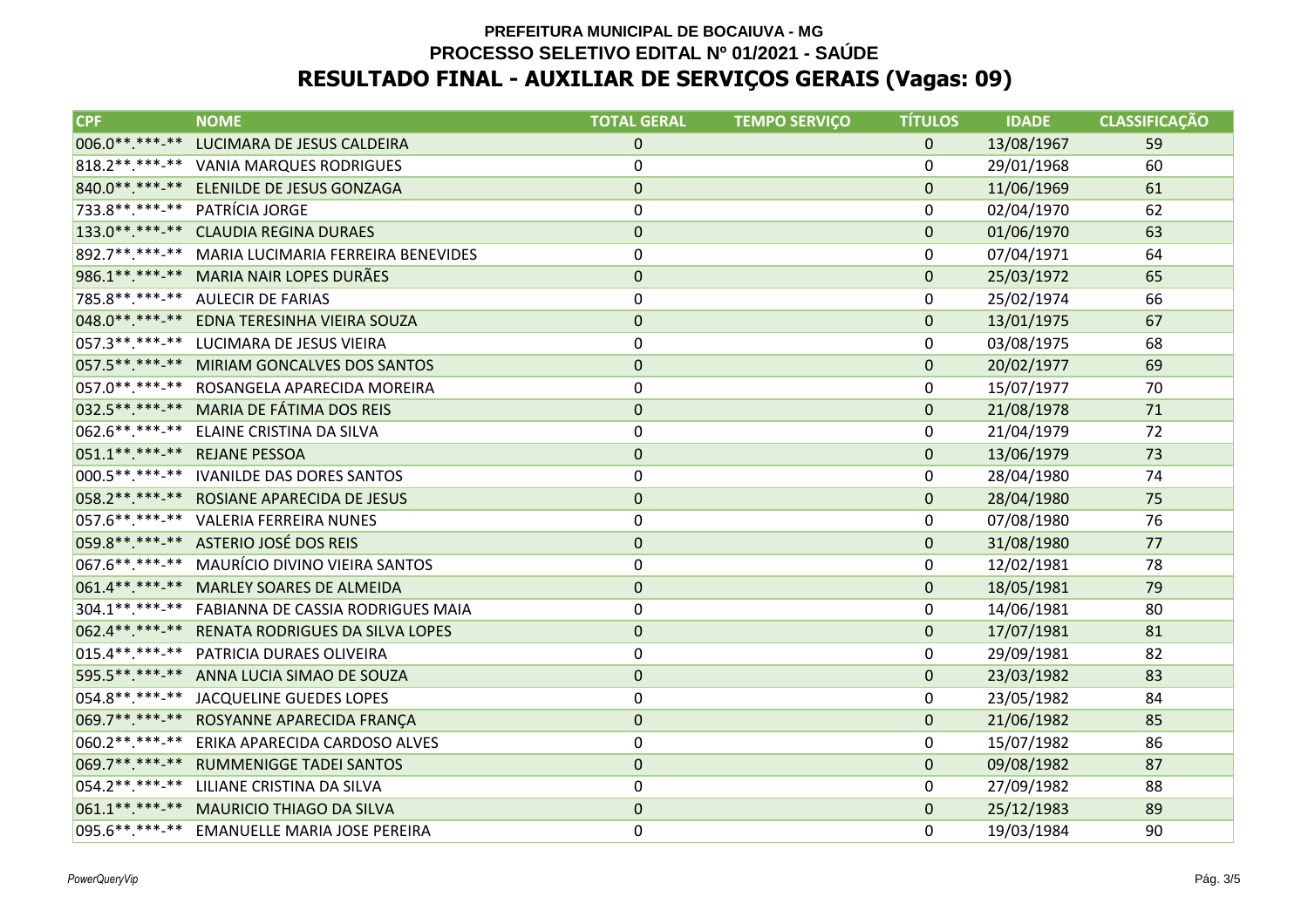**PREFEITURA MUNICIPAL DE BOCAIUVA - MG**

**PROCESSO SELETIVO EDITAL Nº 01/2021 - SAÚDE**

# RESULTADO FINAL - AUXILIAR DE SERVIÇOS GERAIS (Vagas: 09)

| CPF | NOME | TOTAL GERAL | TEMPO SERVIÇO | TÍTULOS | IDADE | CLASSIFICAÇÃO |
|---|---|---|---|---|---|---|
| 006.0**.***-** | LUCIMARA DE JESUS CALDEIRA | 0 | | 0 | 13/08/1967 | 59 |
| 818.2**.***-** | VANIA MARQUES RODRIGUES | 0 | | 0 | 29/01/1968 | 60 |
| 840.0**.***-** | ELENILDE DE JESUS GONZAGA | 0 | | 0 | 11/06/1969 | 61 |
| 733.8**.***-** | PATRÍCIA JORGE | 0 | | 0 | 02/04/1970 | 62 |
| 133.0**.***-** | CLAUDIA REGINA DURAES | 0 | | 0 | 01/06/1970 | 63 |
| 892.7**.***-** | MARIA LUCIMARIA FERREIRA BENEVIDES | 0 | | 0 | 07/04/1971 | 64 |
| 986.1**.***-** | MARIA NAIR LOPES DURÃES | 0 | | 0 | 25/03/1972 | 65 |
| 785.8**.***-** | AULECIR DE FARIAS | 0 | | 0 | 25/02/1974 | 66 |
| 048.0**.***-** | EDNA TERESINHA VIEIRA SOUZA | 0 | | 0 | 13/01/1975 | 67 |
| 057.3**.***-** | LUCIMARA DE JESUS VIEIRA | 0 | | 0 | 03/08/1975 | 68 |
| 057.5**.***-** | MIRIAM GONCALVES DOS SANTOS | 0 | | 0 | 20/02/1977 | 69 |
| 057.0**.***-** | ROSANGELA APARECIDA MOREIRA | 0 | | 0 | 15/07/1977 | 70 |
| 032.5**.***-** | MARIA DE FÁTIMA DOS REIS | 0 | | 0 | 21/08/1978 | 71 |
| 062.6**.***-** | ELAINE CRISTINA DA SILVA | 0 | | 0 | 21/04/1979 | 72 |
| 051.1**.***-** | REJANE PESSOA | 0 | | 0 | 13/06/1979 | 73 |
| 000.5**.***-** | IVANILDE DAS DORES SANTOS | 0 | | 0 | 28/04/1980 | 74 |
| 058.2**.***-** | ROSIANE APARECIDA DE JESUS | 0 | | 0 | 28/04/1980 | 75 |
| 057.6**.***-** | VALERIA FERREIRA NUNES | 0 | | 0 | 07/08/1980 | 76 |
| 059.8**.***-** | ASTERIO JOSÉ DOS REIS | 0 | | 0 | 31/08/1980 | 77 |
| 067.6**.***-** | MAURÍCIO DIVINO VIEIRA SANTOS | 0 | | 0 | 12/02/1981 | 78 |
| 061.4**.***-** | MARLEY SOARES DE ALMEIDA | 0 | | 0 | 18/05/1981 | 79 |
| 304.1**.***-** | FABIANNA DE CASSIA RODRIGUES MAIA | 0 | | 0 | 14/06/1981 | 80 |
| 062.4**.***-** | RENATA RODRIGUES DA SILVA LOPES | 0 | | 0 | 17/07/1981 | 81 |
| 015.4**.***-** | PATRICIA DURAES OLIVEIRA | 0 | | 0 | 29/09/1981 | 82 |
| 595.5**.***-** | ANNA LUCIA SIMAO DE SOUZA | 0 | | 0 | 23/03/1982 | 83 |
| 054.8**.***-** | JACQUELINE GUEDES LOPES | 0 | | 0 | 23/05/1982 | 84 |
| 069.7**.***-** | ROSYANNE APARECIDA FRANÇA | 0 | | 0 | 21/06/1982 | 85 |
| 060.2**.***-** | ERIKA APARECIDA CARDOSO ALVES | 0 | | 0 | 15/07/1982 | 86 |
| 069.7**.***-** | RUMMENIGGE TADEI SANTOS | 0 | | 0 | 09/08/1982 | 87 |
| 054.2**.***-** | LILIANE CRISTINA DA SILVA | 0 | | 0 | 27/09/1982 | 88 |
| 061.1**.***-** | MAURICIO THIAGO DA SILVA | 0 | | 0 | 25/12/1983 | 89 |
| 095.6**.***-** | EMANUELLE MARIA JOSE PEREIRA | 0 | | 0 | 19/03/1984 | 90 |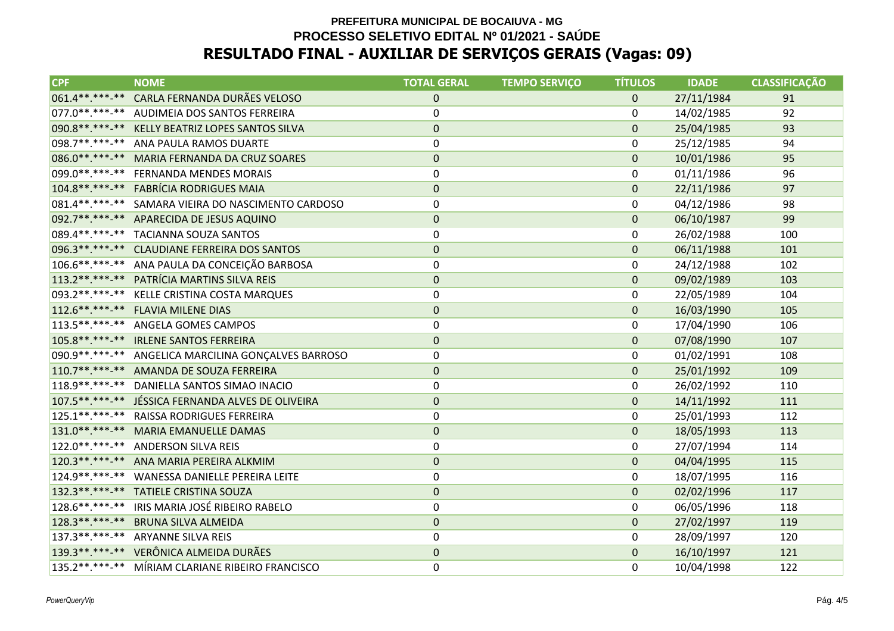**PREFEITURA MUNICIPAL DE BOCAIUVA - MG**
**PROCESSO SELETIVO EDITAL Nº 01/2021 - SAÚDE**

# RESULTADO FINAL - AUXILIAR DE SERVIÇOS GERAIS (Vagas: 09)

| CPF | NOME | TOTAL GERAL | TEMPO SERVIÇO | TÍTULOS | IDADE | CLASSIFICAÇÃO |
|---|---|---|---|---|---|---|
| 061.4**.***-** | CARLA FERNANDA DURÃES VELOSO | 0 | | 0 | 27/11/1984 | 91 |
| 077.0**.***-** | AUDIMEIA DOS SANTOS FERREIRA | 0 | | 0 | 14/02/1985 | 92 |
| 090.8**.***-** | KELLY BEATRIZ LOPES SANTOS SILVA | 0 | | 0 | 25/04/1985 | 93 |
| 098.7**.***-** | ANA PAULA RAMOS DUARTE | 0 | | 0 | 25/12/1985 | 94 |
| 086.0**.***-** | MARIA FERNANDA DA CRUZ SOARES | 0 | | 0 | 10/01/1986 | 95 |
| 099.0**.***-** | FERNANDA MENDES MORAIS | 0 | | 0 | 01/11/1986 | 96 |
| 104.8**.***-** | FABRÍCIA RODRIGUES MAIA | 0 | | 0 | 22/11/1986 | 97 |
| 081.4**.***-** | SAMARA VIEIRA DO NASCIMENTO CARDOSO | 0 | | 0 | 04/12/1986 | 98 |
| 092.7**.***-** | APARECIDA DE JESUS AQUINO | 0 | | 0 | 06/10/1987 | 99 |
| 089.4**.***-** | TACIANNA SOUZA SANTOS | 0 | | 0 | 26/02/1988 | 100 |
| 096.3**.***-** | CLAUDIANE FERREIRA DOS SANTOS | 0 | | 0 | 06/11/1988 | 101 |
| 106.6**.***-** | ANA PAULA DA CONCEIÇÃO BARBOSA | 0 | | 0 | 24/12/1988 | 102 |
| 113.2**.***-** | PATRÍCIA MARTINS SILVA REIS | 0 | | 0 | 09/02/1989 | 103 |
| 093.2**.***-** | KELLE CRISTINA COSTA MARQUES | 0 | | 0 | 22/05/1989 | 104 |
| 112.6**.***-** | FLAVIA MILENE DIAS | 0 | | 0 | 16/03/1990 | 105 |
| 113.5**.***-** | ANGELA GOMES CAMPOS | 0 | | 0 | 17/04/1990 | 106 |
| 105.8**.***-** | IRLENE SANTOS FERREIRA | 0 | | 0 | 07/08/1990 | 107 |
| 090.9**.***-** | ANGELICA MARCILINA GONÇALVES BARROSO | 0 | | 0 | 01/02/1991 | 108 |
| 110.7**.***-** | AMANDA DE SOUZA FERREIRA | 0 | | 0 | 25/01/1992 | 109 |
| 118.9**.***-** | DANIELLA SANTOS SIMAO INACIO | 0 | | 0 | 26/02/1992 | 110 |
| 107.5**.***-** | JÉSSICA FERNANDA ALVES DE OLIVEIRA | 0 | | 0 | 14/11/1992 | 111 |
| 125.1**.***-** | RAISSA RODRIGUES FERREIRA | 0 | | 0 | 25/01/1993 | 112 |
| 131.0**.***-** | MARIA EMANUELLE DAMAS | 0 | | 0 | 18/05/1993 | 113 |
| 122.0**.***-** | ANDERSON SILVA REIS | 0 | | 0 | 27/07/1994 | 114 |
| 120.3**.***-** | ANA MARIA PEREIRA ALKMIM | 0 | | 0 | 04/04/1995 | 115 |
| 124.9**.***-** | WANESSA DANIELLE PEREIRA LEITE | 0 | | 0 | 18/07/1995 | 116 |
| 132.3**.***-** | TATIELE CRISTINA SOUZA | 0 | | 0 | 02/02/1996 | 117 |
| 128.6**.***-** | IRIS MARIA JOSÉ RIBEIRO RABELO | 0 | | 0 | 06/05/1996 | 118 |
| 128.3**.***-** | BRUNA SILVA ALMEIDA | 0 | | 0 | 27/02/1997 | 119 |
| 137.3**.***-** | ARYANNE SILVA REIS | 0 | | 0 | 28/09/1997 | 120 |
| 139.3**.***-** | VERÔNICA ALMEIDA DURÃES | 0 | | 0 | 16/10/1997 | 121 |
| 135.2**.***-** | MÍRIAM CLARIANE RIBEIRO FRANCISCO | 0 | | 0 | 10/04/1998 | 122 |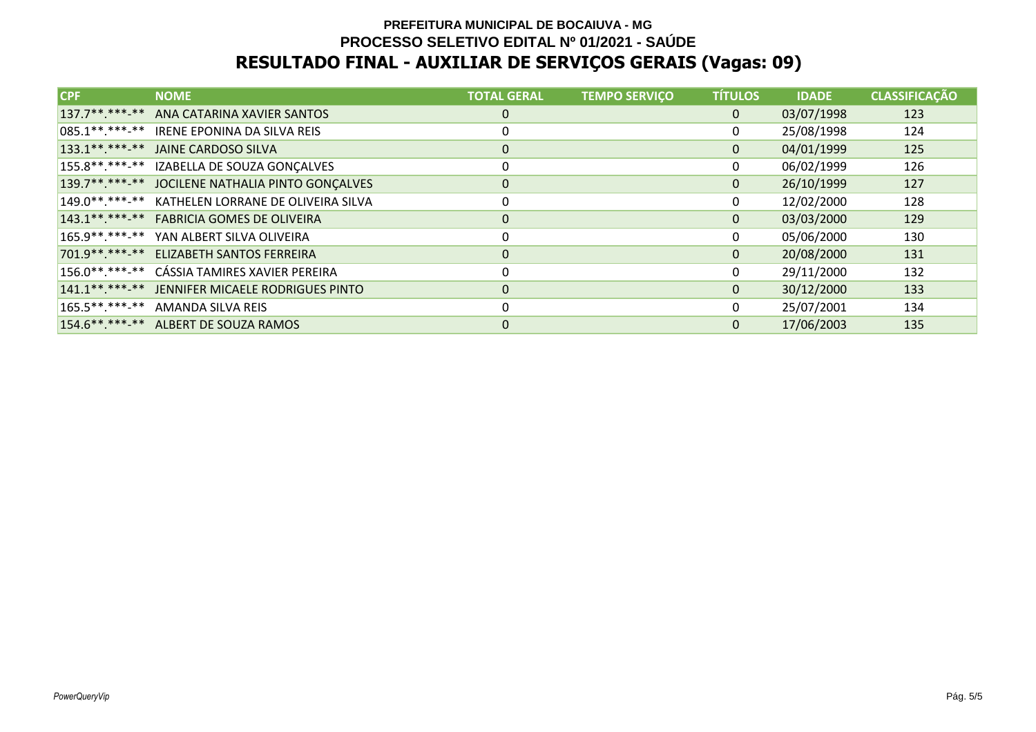**PREFEITURA MUNICIPAL DE BOCAIUVA - MG**

**PROCESSO SELETIVO EDITAL Nº 01/2021 - SAÚDE**

# RESULTADO FINAL - AUXILIAR DE SERVIÇOS GERAIS (Vagas: 09)

| CPF | NOME | TOTAL GERAL | TEMPO SERVIÇO | TÍTULOS | IDADE | CLASSIFICAÇÃO |
|---|---|---|---|---|---|---|
| 137.7**.***-** | ANA CATARINA XAVIER SANTOS | 0 | | 0 | 03/07/1998 | 123 |
| 085.1**.***-** | IRENE EPONINA DA SILVA REIS | 0 | | 0 | 25/08/1998 | 124 |
| 133.1**.***-** | JAINE CARDOSO SILVA | 0 | | 0 | 04/01/1999 | 125 |
| 155.8**.***-** | IZABELLA DE SOUZA GONÇALVES | 0 | | 0 | 06/02/1999 | 126 |
| 139.7**.***-** | JOCILENE NATHALIA PINTO GONÇALVES | 0 | | 0 | 26/10/1999 | 127 |
| 149.0**.***-** | KATHELEN LORRANE DE OLIVEIRA SILVA | 0 | | 0 | 12/02/2000 | 128 |
| 143.1**.***-** | FABRICIA GOMES DE OLIVEIRA | 0 | | 0 | 03/03/2000 | 129 |
| 165.9**.***-** | YAN ALBERT SILVA OLIVEIRA | 0 | | 0 | 05/06/2000 | 130 |
| 701.9**.***-** | ELIZABETH SANTOS FERREIRA | 0 | | 0 | 20/08/2000 | 131 |
| 156.0**.***-** | CÁSSIA TAMIRES XAVIER PEREIRA | 0 | | 0 | 29/11/2000 | 132 |
| 141.1**.***-** | JENNIFER MICAELE RODRIGUES PINTO | 0 | | 0 | 30/12/2000 | 133 |
| 165.5**.***-** | AMANDA SILVA REIS | 0 | | 0 | 25/07/2001 | 134 |
| 154.6**.***-** | ALBERT DE SOUZA RAMOS | 0 | | 0 | 17/06/2003 | 135 |

*PowerQueryVip*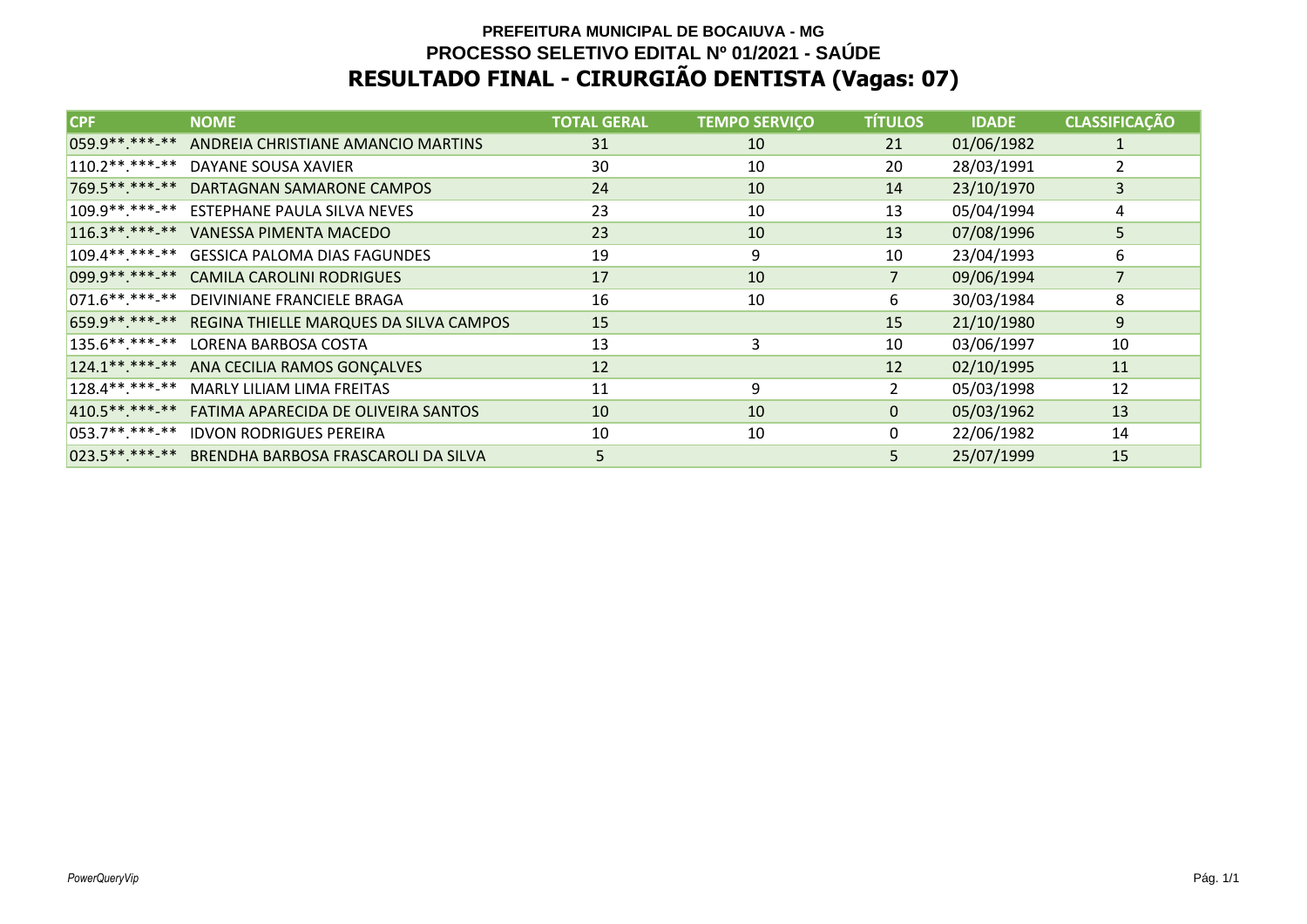**PREFEITURA MUNICIPAL DE BOCAIUVA - MG**

**PROCESSO SELETIVO EDITAL Nº 01/2021 - SAÚDE**

# RESULTADO FINAL - CIRURGIÃO DENTISTA (Vagas: 07)

| CPF | NOME | TOTAL GERAL | TEMPO SERVIÇO | TÍTULOS | IDADE | CLASSIFICAÇÃO |
|---|---|---|---|---|---|---|
| 059.9**.***-** | ANDREIA CHRISTIANE AMANCIO MARTINS | 31 | 10 | 21 | 01/06/1982 | 1 |
| 110.2**.***-** | DAYANE SOUSA XAVIER | 30 | 10 | 20 | 28/03/1991 | 2 |
| 769.5**.***-** | DARTAGNAN SAMARONE CAMPOS | 24 | 10 | 14 | 23/10/1970 | 3 |
| 109.9**.***-** | ESTEPHANE PAULA SILVA NEVES | 23 | 10 | 13 | 05/04/1994 | 4 |
| 116.3**.***-** | VANESSA PIMENTA MACEDO | 23 | 10 | 13 | 07/08/1996 | 5 |
| 109.4**.***-** | GESSICA PALOMA DIAS FAGUNDES | 19 | 9 | 10 | 23/04/1993 | 6 |
| 099.9**.***-** | CAMILA CAROLINI RODRIGUES | 17 | 10 | 7 | 09/06/1994 | 7 |
| 071.6**.***-** | DEIVINIANE FRANCIELE BRAGA | 16 | 10 | 6 | 30/03/1984 | 8 |
| 659.9**.***-** | REGINA THIELLE MARQUES DA SILVA CAMPOS | 15 | | 15 | 21/10/1980 | 9 |
| 135.6**.***-** | LORENA BARBOSA COSTA | 13 | 3 | 10 | 03/06/1997 | 10 |
| 124.1**.***-** | ANA CECILIA RAMOS GONÇALVES | 12 | | 12 | 02/10/1995 | 11 |
| 128.4**.***-** | MARLY LILIAM LIMA FREITAS | 11 | 9 | 2 | 05/03/1998 | 12 |
| 410.5**.***-** | FATIMA APARECIDA DE OLIVEIRA SANTOS | 10 | 10 | 0 | 05/03/1962 | 13 |
| 053.7**.***-** | IDVON RODRIGUES PEREIRA | 10 | 10 | 0 | 22/06/1982 | 14 |
| 023.5**.***-** | BRENDHA BARBOSA FRASCAROLI DA SILVA | 5 | | 5 | 25/07/1999 | 15 |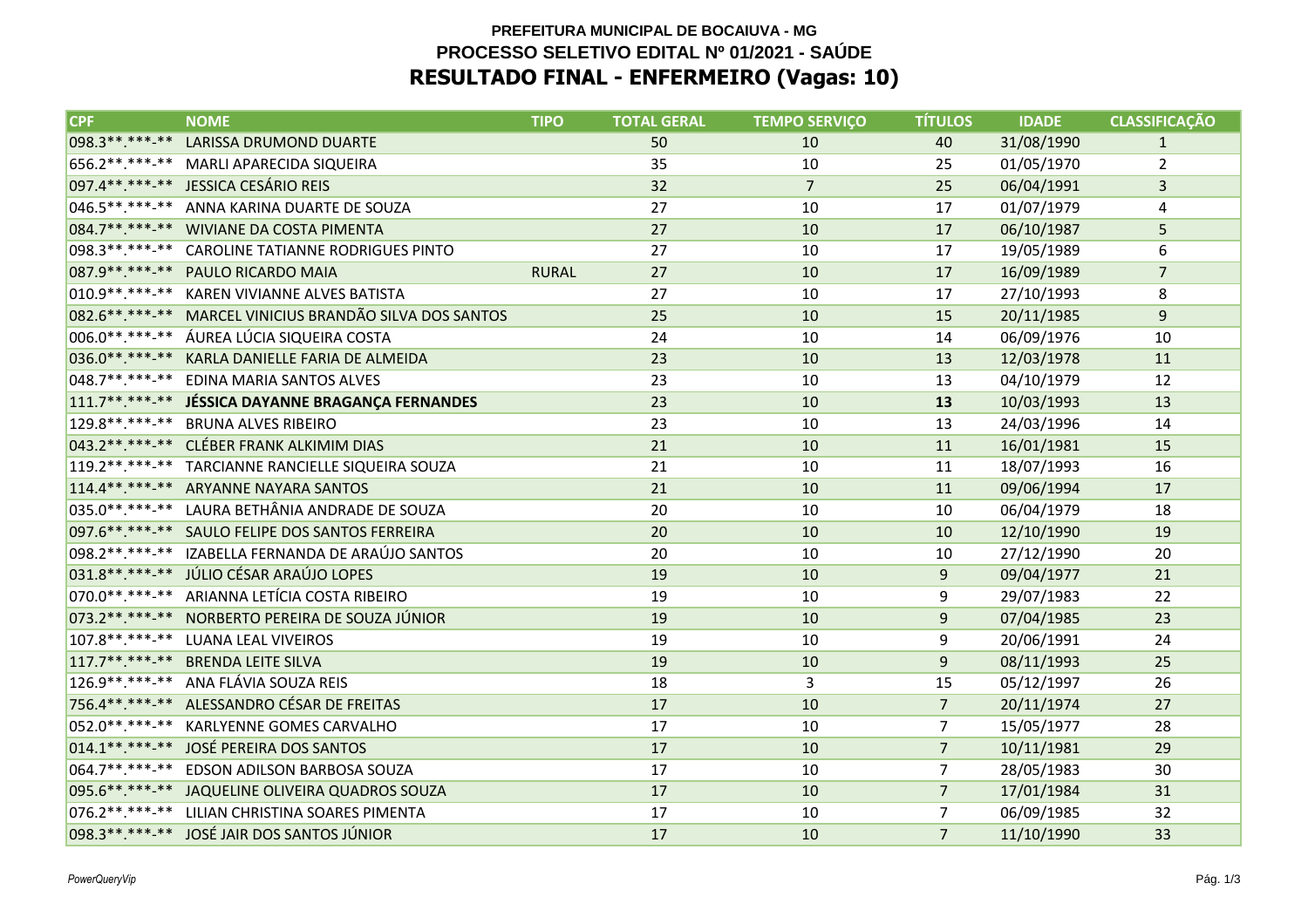**PREFEITURA MUNICIPAL DE BOCAIUVA - MG**

**PROCESSO SELETIVO EDITAL Nº 01/2021 - SAÚDE**

# RESULTADO FINAL - ENFERMEIRO (Vagas: 10)

| CPF | NOME | TIPO | TOTAL GERAL | TEMPO SERVIÇO | TÍTULOS | IDADE | CLASSIFICAÇÃO |
|---|---|---|---|---|---|---|---|
| 098.3**.***-** | LARISSA DRUMOND DUARTE | | 50 | 10 | 40 | 31/08/1990 | 1 |
| 656.2**.***-** | MARLI APARECIDA SIQUEIRA | | 35 | 10 | 25 | 01/05/1970 | 2 |
| 097.4**.***-** | JESSICA CESÁRIO REIS | | 32 | 7 | 25 | 06/04/1991 | 3 |
| 046.5**.***-** | ANNA KARINA DUARTE DE SOUZA | | 27 | 10 | 17 | 01/07/1979 | 4 |
| 084.7**.***-** | WIVIANE DA COSTA PIMENTA | | 27 | 10 | 17 | 06/10/1987 | 5 |
| 098.3**.***-** | CAROLINE TATIANNE RODRIGUES PINTO | | 27 | 10 | 17 | 19/05/1989 | 6 |
| 087.9**.***-** | PAULO RICARDO MAIA | RURAL | 27 | 10 | 17 | 16/09/1989 | 7 |
| 010.9**.***-** | KAREN VIVIANNE ALVES BATISTA | | 27 | 10 | 17 | 27/10/1993 | 8 |
| 082.6**.***-** | MARCEL VINICIUS BRANDÃO SILVA DOS SANTOS | | 25 | 10 | 15 | 20/11/1985 | 9 |
| 006.0**.***-** | ÁUREA LÚCIA SIQUEIRA COSTA | | 24 | 10 | 14 | 06/09/1976 | 10 |
| 036.0**.***-** | KARLA DANIELLE FARIA DE ALMEIDA | | 23 | 10 | 13 | 12/03/1978 | 11 |
| 048.7**.***-** | EDINA MARIA SANTOS ALVES | | 23 | 10 | 13 | 04/10/1979 | 12 |
| 111.7**.***-** | **JÉSSICA DAYANNE BRAGANÇA FERNANDES** | | 23 | 10 | **13** | 10/03/1993 | 13 |
| 129.8**.***-** | BRUNA ALVES RIBEIRO | | 23 | 10 | 13 | 24/03/1996 | 14 |
| 043.2**.***-** | CLÉBER FRANK ALKIMIM DIAS | | 21 | 10 | 11 | 16/01/1981 | 15 |
| 119.2**.***-** | TARCIANNE RANCIELLE SIQUEIRA SOUZA | | 21 | 10 | 11 | 18/07/1993 | 16 |
| 114.4**.***-** | ARYANNE NAYARA SANTOS | | 21 | 10 | 11 | 09/06/1994 | 17 |
| 035.0**.***-** | LAURA BETHÂNIA ANDRADE DE SOUZA | | 20 | 10 | 10 | 06/04/1979 | 18 |
| 097.6**.***-** | SAULO FELIPE DOS SANTOS FERREIRA | | 20 | 10 | 10 | 12/10/1990 | 19 |
| 098.2**.***-** | IZABELLA FERNANDA DE ARAÚJO SANTOS | | 20 | 10 | 10 | 27/12/1990 | 20 |
| 031.8**.***-** | JÚLIO CÉSAR ARAÚJO LOPES | | 19 | 10 | 9 | 09/04/1977 | 21 |
| 070.0**.***-** | ARIANNA LETÍCIA COSTA RIBEIRO | | 19 | 10 | 9 | 29/07/1983 | 22 |
| 073.2**.***-** | NORBERTO PEREIRA DE SOUZA JÚNIOR | | 19 | 10 | 9 | 07/04/1985 | 23 |
| 107.8**.***-** | LUANA LEAL VIVEIROS | | 19 | 10 | 9 | 20/06/1991 | 24 |
| 117.7**.***-** | BRENDA LEITE SILVA | | 19 | 10 | 9 | 08/11/1993 | 25 |
| 126.9**.***-** | ANA FLÁVIA SOUZA REIS | | 18 | 3 | 15 | 05/12/1997 | 26 |
| 756.4**.***-** | ALESSANDRO CÉSAR DE FREITAS | | 17 | 10 | 7 | 20/11/1974 | 27 |
| 052.0**.***-** | KARLYENNE GOMES CARVALHO | | 17 | 10 | 7 | 15/05/1977 | 28 |
| 014.1**.***-** | JOSÉ PEREIRA DOS SANTOS | | 17 | 10 | 7 | 10/11/1981 | 29 |
| 064.7**.***-** | EDSON ADILSON BARBOSA SOUZA | | 17 | 10 | 7 | 28/05/1983 | 30 |
| 095.6**.***-** | JAQUELINE OLIVEIRA QUADROS SOUZA | | 17 | 10 | 7 | 17/01/1984 | 31 |
| 076.2**.***-** | LILIAN CHRISTINA SOARES PIMENTA | | 17 | 10 | 7 | 06/09/1985 | 32 |
| 098.3**.***-** | JOSÉ JAIR DOS SANTOS JÚNIOR | | 17 | 10 | 7 | 11/10/1990 | 33 |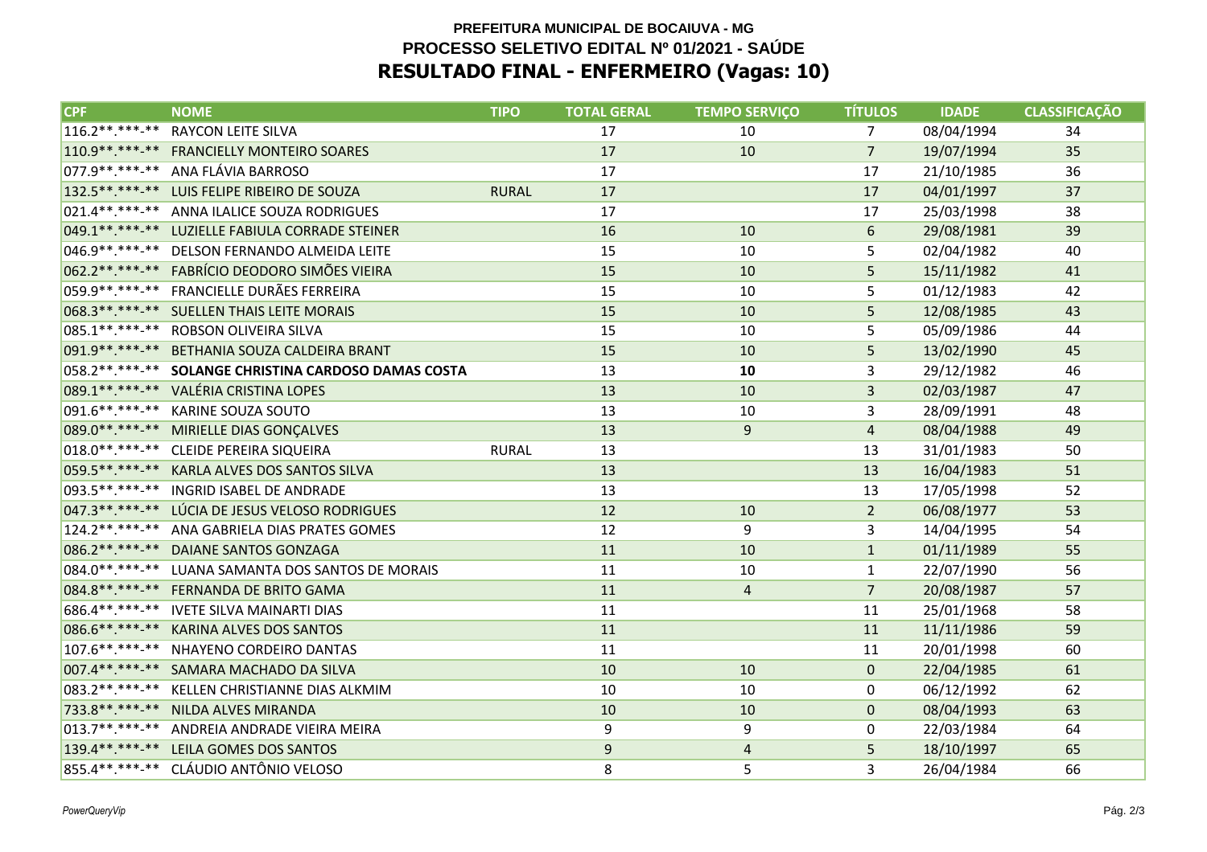# PREFEITURA MUNICIPAL DE BOCAIUVA - MG
## PROCESSO SELETIVO EDITAL Nº 01/2021 - SAÚDE
## RESULTADO FINAL - ENFERMEIRO (Vagas: 10)

| CPF | NOME | TIPO | TOTAL GERAL | TEMPO SERVIÇO | TÍTULOS | IDADE | CLASSIFICAÇÃO |
|---|---|---|---|---|---|---|---|
| 116.2**.***-** | RAYCON LEITE SILVA | | 17 | 10 | 7 | 08/04/1994 | 34 |
| 110.9**.***-** | FRANCIELLY MONTEIRO SOARES | | 17 | 10 | 7 | 19/07/1994 | 35 |
| 077.9**.***-** | ANA FLÁVIA BARROSO | | 17 | | 17 | 21/10/1985 | 36 |
| 132.5**.***-** | LUIS FELIPE RIBEIRO DE SOUZA | RURAL | 17 | | 17 | 04/01/1997 | 37 |
| 021.4**.***-** | ANNA ILALICE SOUZA RODRIGUES | | 17 | | 17 | 25/03/1998 | 38 |
| 049.1**.***-** | LUZIELLE FABIULA CORRADE STEINER | | 16 | 10 | 6 | 29/08/1981 | 39 |
| 046.9**.***-** | DELSON FERNANDO ALMEIDA LEITE | | 15 | 10 | 5 | 02/04/1982 | 40 |
| 062.2**.***-** | FABRÍCIO DEODORO SIMÕES VIEIRA | | 15 | 10 | 5 | 15/11/1982 | 41 |
| 059.9**.***-** | FRANCIELLE DURÃES FERREIRA | | 15 | 10 | 5 | 01/12/1983 | 42 |
| 068.3**.***-** | SUELLEN THAIS LEITE MORAIS | | 15 | 10 | 5 | 12/08/1985 | 43 |
| 085.1**.***-** | ROBSON OLIVEIRA SILVA | | 15 | 10 | 5 | 05/09/1986 | 44 |
| 091.9**.***-** | BETHANIA SOUZA CALDEIRA BRANT | | 15 | 10 | 5 | 13/02/1990 | 45 |
| 058.2**.***-** | **SOLANGE CHRISTINA CARDOSO DAMAS COSTA** | | 13 | **10** | 3 | 29/12/1982 | 46 |
| 089.1**.***-** | VALÉRIA CRISTINA LOPES | | 13 | 10 | 3 | 02/03/1987 | 47 |
| 091.6**.***-** | KARINE SOUZA SOUTO | | 13 | 10 | 3 | 28/09/1991 | 48 |
| 089.0**.***-** | MIRIELLE DIAS GONÇALVES | | 13 | 9 | 4 | 08/04/1988 | 49 |
| 018.0**.***-** | CLEIDE PEREIRA SIQUEIRA | RURAL | 13 | | 13 | 31/01/1983 | 50 |
| 059.5**.***-** | KARLA ALVES DOS SANTOS SILVA | | 13 | | 13 | 16/04/1983 | 51 |
| 093.5**.***-** | INGRID ISABEL DE ANDRADE | | 13 | | 13 | 17/05/1998 | 52 |
| 047.3**.***-** | LÚCIA DE JESUS VELOSO RODRIGUES | | 12 | 10 | 2 | 06/08/1977 | 53 |
| 124.2**.***-** | ANA GABRIELA DIAS PRATES GOMES | | 12 | 9 | 3 | 14/04/1995 | 54 |
| 086.2**.***-** | DAIANE SANTOS GONZAGA | | 11 | 10 | 1 | 01/11/1989 | 55 |
| 084.0**.***-** | LUANA SAMANTA DOS SANTOS DE MORAIS | | 11 | 10 | 1 | 22/07/1990 | 56 |
| 084.8**.***-** | FERNANDA DE BRITO GAMA | | 11 | 4 | 7 | 20/08/1987 | 57 |
| 686.4**.***-** | IVETE SILVA MAINARTI DIAS | | 11 | | 11 | 25/01/1968 | 58 |
| 086.6**.***-** | KARINA ALVES DOS SANTOS | | 11 | | 11 | 11/11/1986 | 59 |
| 107.6**.***-** | NHAYENO CORDEIRO DANTAS | | 11 | | 11 | 20/01/1998 | 60 |
| 007.4**.***-** | SAMARA MACHADO DA SILVA | | 10 | 10 | 0 | 22/04/1985 | 61 |
| 083.2**.***-** | KELLEN CHRISTIANNE DIAS ALKMIM | | 10 | 10 | 0 | 06/12/1992 | 62 |
| 733.8**.***-** | NILDA ALVES MIRANDA | | 10 | 10 | 0 | 08/04/1993 | 63 |
| 013.7**.***-** | ANDREIA ANDRADE VIEIRA MEIRA | | 9 | 9 | 0 | 22/03/1984 | 64 |
| 139.4**.***-** | LEILA GOMES DOS SANTOS | | 9 | 4 | 5 | 18/10/1997 | 65 |
| 855.4**.***-** | CLÁUDIO ANTÔNIO VELOSO | | 8 | 5 | 3 | 26/04/1984 | 66 |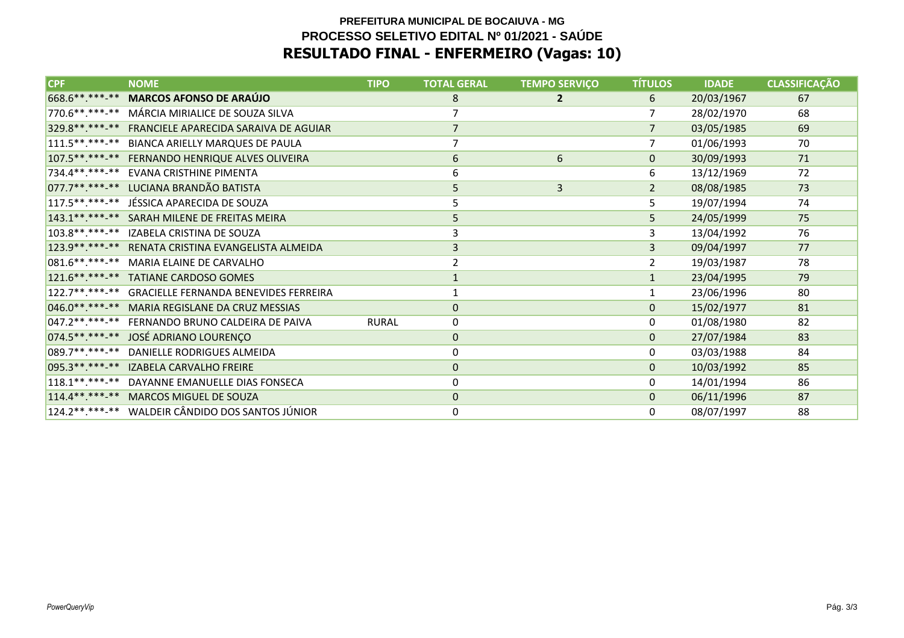# PREFEITURA MUNICIPAL DE BOCAIUVA - MG

## PROCESSO SELETIVO EDITAL Nº 01/2021 - SAÚDE

## RESULTADO FINAL - ENFERMEIRO (Vagas: 10)

| CPF | NOME | TIPO | TOTAL GERAL | TEMPO SERVIÇO | TÍTULOS | IDADE | CLASSIFICAÇÃO |
|---|---|---|---|---|---|---|---|
| 668.6**.***-** | **MARCOS AFONSO DE ARAÚJO** | | 8 | **2** | 6 | 20/03/1967 | 67 |
| 770.6**.***-** | MÁRCIA MIRIALICE DE SOUZA SILVA | | 7 | | 7 | 28/02/1970 | 68 |
| 329.8**.***-** | FRANCIELE APARECIDA SARAIVA DE AGUIAR | | 7 | | 7 | 03/05/1985 | 69 |
| 111.5**.***-** | BIANCA ARIELLY MARQUES DE PAULA | | 7 | | 7 | 01/06/1993 | 70 |
| 107.5**.***-** | FERNANDO HENRIQUE ALVES OLIVEIRA | | 6 | 6 | 0 | 30/09/1993 | 71 |
| 734.4**.***-** | EVANA CRISTHINE PIMENTA | | 6 | | 6 | 13/12/1969 | 72 |
| 077.7**.***-** | LUCIANA BRANDÃO BATISTA | | 5 | 3 | 2 | 08/08/1985 | 73 |
| 117.5**.***-** | JÉSSICA APARECIDA DE SOUZA | | 5 | | 5 | 19/07/1994 | 74 |
| 143.1**.***-** | SARAH MILENE DE FREITAS MEIRA | | 5 | | 5 | 24/05/1999 | 75 |
| 103.8**.***-** | IZABELA CRISTINA DE SOUZA | | 3 | | 3 | 13/04/1992 | 76 |
| 123.9**.***-** | RENATA CRISTINA EVANGELISTA ALMEIDA | | 3 | | 3 | 09/04/1997 | 77 |
| 081.6**.***-** | MARIA ELAINE DE CARVALHO | | 2 | | 2 | 19/03/1987 | 78 |
| 121.6**.***-** | TATIANE CARDOSO GOMES | | 1 | | 1 | 23/04/1995 | 79 |
| 122.7**.***-** | GRACIELLE FERNANDA BENEVIDES FERREIRA | | 1 | | 1 | 23/06/1996 | 80 |
| 046.0**.***-** | MARIA REGISLANE DA CRUZ MESSIAS | | 0 | | 0 | 15/02/1977 | 81 |
| 047.2**.***-** | FERNANDO BRUNO CALDEIRA DE PAIVA | RURAL | 0 | | 0 | 01/08/1980 | 82 |
| 074.5**.***-** | JOSÉ ADRIANO LOURENÇO | | 0 | | 0 | 27/07/1984 | 83 |
| 089.7**.***-** | DANIELLE RODRIGUES ALMEIDA | | 0 | | 0 | 03/03/1988 | 84 |
| 095.3**.***-** | IZABELA CARVALHO FREIRE | | 0 | | 0 | 10/03/1992 | 85 |
| 118.1**.***-** | DAYANNE EMANUELLE DIAS FONSECA | | 0 | | 0 | 14/01/1994 | 86 |
| 114.4**.***-** | MARCOS MIGUEL DE SOUZA | | 0 | | 0 | 06/11/1996 | 87 |
| 124.2**.***-** | WALDEIR CÂNDIDO DOS SANTOS JÚNIOR | | 0 | | 0 | 08/07/1997 | 88 |

*PowerQueryVip*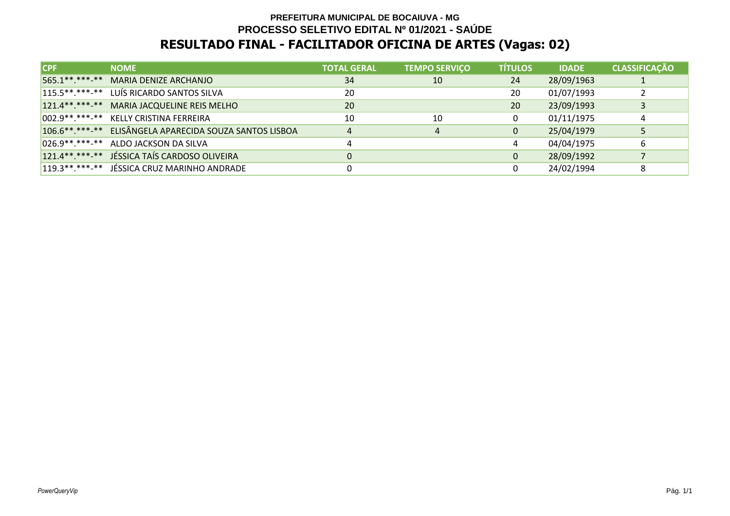**PREFEITURA MUNICIPAL DE BOCAIUVA - MG**

**PROCESSO SELETIVO EDITAL Nº 01/2021 - SAÚDE**

# RESULTADO FINAL - FACILITADOR OFICINA DE ARTES (Vagas: 02)

| CPF | NOME | TOTAL GERAL | TEMPO SERVIÇO | TÍTULOS | IDADE | CLASSIFICAÇÃO |
|---|---|---|---|---|---|---|
| 565.1**.***-** | MARIA DENIZE ARCHANJO | 34 | 10 | 24 | 28/09/1963 | 1 |
| 115.5**.***-** | LUÍS RICARDO SANTOS SILVA | 20 | | 20 | 01/07/1993 | 2 |
| 121.4**.***-** | MARIA JACQUELINE REIS MELHO | 20 | | 20 | 23/09/1993 | 3 |
| 002.9**.***-** | KELLY CRISTINA FERREIRA | 10 | 10 | 0 | 01/11/1975 | 4 |
| 106.6**.***-** | ELISÂNGELA APARECIDA SOUZA SANTOS LISBOA | 4 | 4 | 0 | 25/04/1979 | 5 |
| 026.9**.***-** | ALDO JACKSON DA SILVA | 4 | | 4 | 04/04/1975 | 6 |
| 121.4**.***-** | JÉSSICA TAÍS CARDOSO OLIVEIRA | 0 | | 0 | 28/09/1992 | 7 |
| 119.3**.***-** | JÉSSICA CRUZ MARINHO ANDRADE | 0 | | 0 | 24/02/1994 | 8 |

*PowerQueryVip*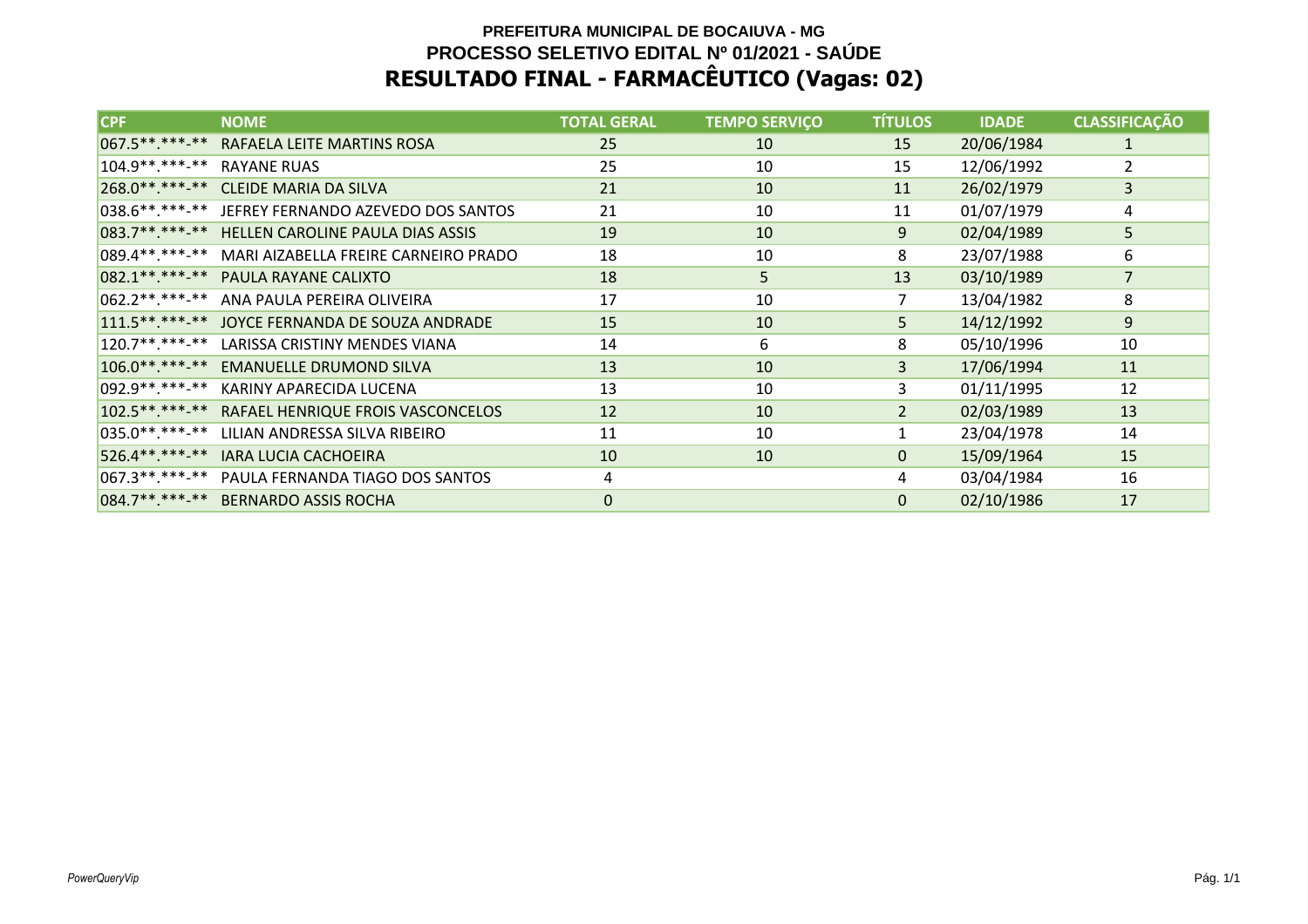**PREFEITURA MUNICIPAL DE BOCAIUVA - MG**

**PROCESSO SELETIVO EDITAL Nº 01/2021 - SAÚDE**

# RESULTADO FINAL - FARMACÊUTICO (Vagas: 02)

| CPF | NOME | TOTAL GERAL | TEMPO SERVIÇO | TÍTULOS | IDADE | CLASSIFICAÇÃO |
|---|---|---|---|---|---|---|
| 067.5**.***-** | RAFAELA LEITE MARTINS ROSA | 25 | 10 | 15 | 20/06/1984 | 1 |
| 104.9**.***-** | RAYANE RUAS | 25 | 10 | 15 | 12/06/1992 | 2 |
| 268.0**.***-** | CLEIDE MARIA DA SILVA | 21 | 10 | 11 | 26/02/1979 | 3 |
| 038.6**.***-** | JEFREY FERNANDO AZEVEDO DOS SANTOS | 21 | 10 | 11 | 01/07/1979 | 4 |
| 083.7**.***-** | HELLEN CAROLINE PAULA DIAS ASSIS | 19 | 10 | 9 | 02/04/1989 | 5 |
| 089.4**.***-** | MARI AIZABELLA FREIRE CARNEIRO PRADO | 18 | 10 | 8 | 23/07/1988 | 6 |
| 082.1**.***-** | PAULA RAYANE CALIXTO | 18 | 5 | 13 | 03/10/1989 | 7 |
| 062.2**.***-** | ANA PAULA PEREIRA OLIVEIRA | 17 | 10 | 7 | 13/04/1982 | 8 |
| 111.5**.***-** | JOYCE FERNANDA DE SOUZA ANDRADE | 15 | 10 | 5 | 14/12/1992 | 9 |
| 120.7**.***-** | LARISSA CRISTINY MENDES VIANA | 14 | 6 | 8 | 05/10/1996 | 10 |
| 106.0**.***-** | EMANUELLE DRUMOND SILVA | 13 | 10 | 3 | 17/06/1994 | 11 |
| 092.9**.***-** | KARINY APARECIDA LUCENA | 13 | 10 | 3 | 01/11/1995 | 12 |
| 102.5**.***-** | RAFAEL HENRIQUE FROIS VASCONCELOS | 12 | 10 | 2 | 02/03/1989 | 13 |
| 035.0**.***-** | LILIAN ANDRESSA SILVA RIBEIRO | 11 | 10 | 1 | 23/04/1978 | 14 |
| 526.4**.***-** | IARA LUCIA CACHOEIRA | 10 | 10 | 0 | 15/09/1964 | 15 |
| 067.3**.***-** | PAULA FERNANDA TIAGO DOS SANTOS | 4 | | 4 | 03/04/1984 | 16 |
| 084.7**.***-** | BERNARDO ASSIS ROCHA | 0 | | 0 | 02/10/1986 | 17 |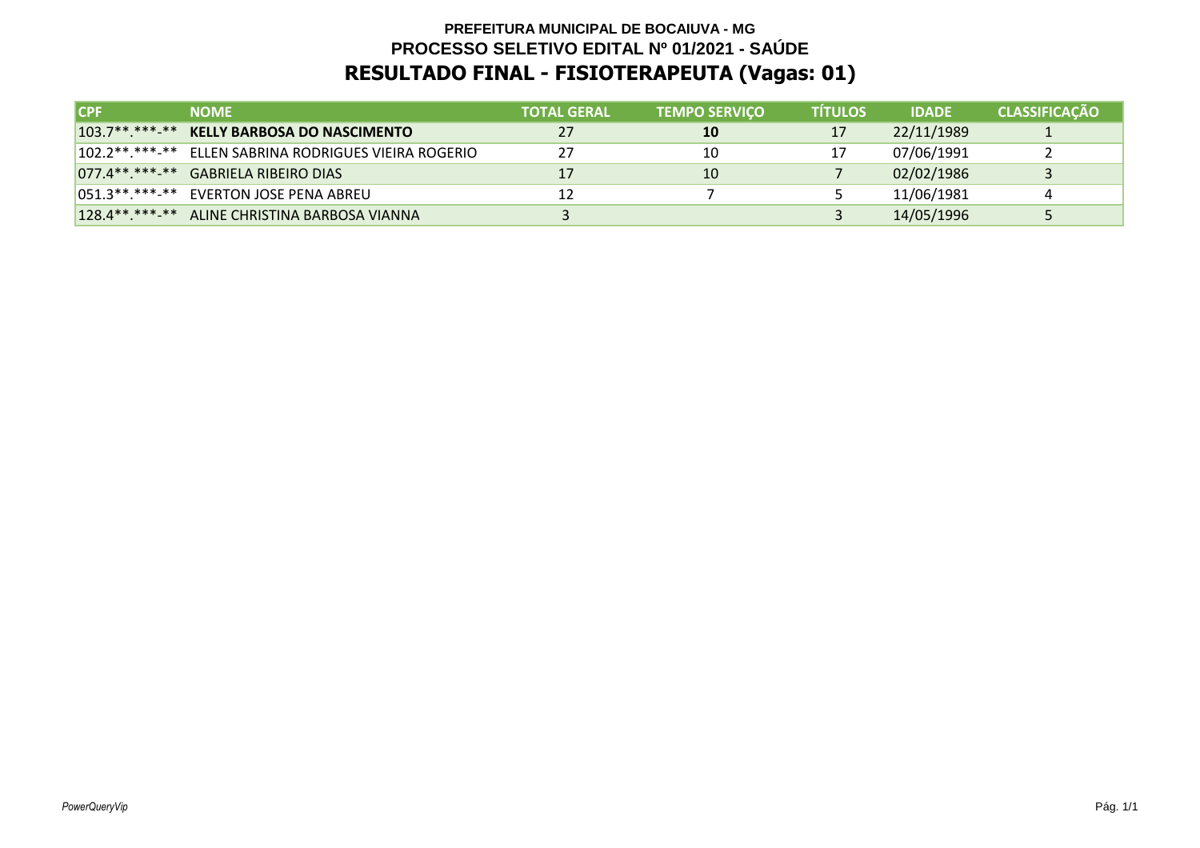**PREFEITURA MUNICIPAL DE BOCAIUVA - MG**

**PROCESSO SELETIVO EDITAL Nº 01/2021 - SAÚDE**

# RESULTADO FINAL - FISIOTERAPEUTA (Vagas: 01)

| CPF | NOME | TOTAL GERAL | TEMPO SERVIÇO | TÍTULOS | IDADE | CLASSIFICAÇÃO |
|---|---|---|---|---|---|---|
| 103.7**.***-** | **KELLY BARBOSA DO NASCIMENTO** | 27 | **10** | 17 | 22/11/1989 | 1 |
| 102.2**.***-** | ELLEN SABRINA RODRIGUES VIEIRA ROGERIO | 27 | 10 | 17 | 07/06/1991 | 2 |
| 077.4**.***-** | GABRIELA RIBEIRO DIAS | 17 | 10 | 7 | 02/02/1986 | 3 |
| 051.3**.***-** | EVERTON JOSE PENA ABREU | 12 | 7 | 5 | 11/06/1981 | 4 |
| 128.4**.***-** | ALINE CHRISTINA BARBOSA VIANNA | 3 | | 3 | 14/05/1996 | 5 |

*PowerQueryVip*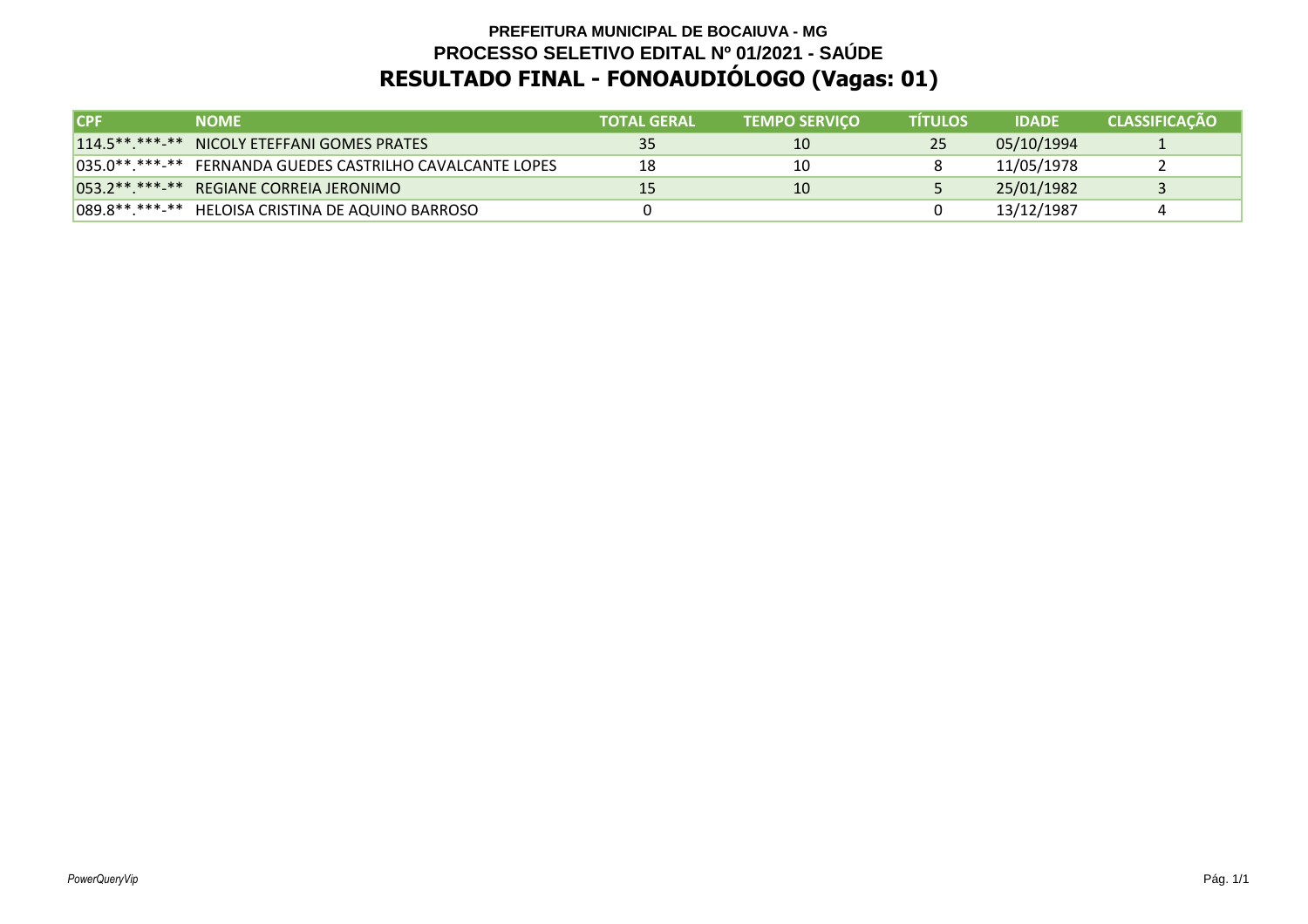**PREFEITURA MUNICIPAL DE BOCAIUVA - MG**

**PROCESSO SELETIVO EDITAL Nº 01/2021 - SAÚDE**

# RESULTADO FINAL - FONOAUDIÓLOGO (Vagas: 01)

| CPF | NOME | TOTAL GERAL | TEMPO SERVIÇO | TÍTULOS | IDADE | CLASSIFICAÇÃO |
|---|---|---|---|---|---|---|
| 114.5**.***-** | NICOLY ETEFFANI GOMES PRATES | 35 | 10 | 25 | 05/10/1994 | 1 |
| 035.0**.***-** | FERNANDA GUEDES CASTRILHO CAVALCANTE LOPES | 18 | 10 | 8 | 11/05/1978 | 2 |
| 053.2**.***-** | REGIANE CORREIA JERONIMO | 15 | 10 | 5 | 25/01/1982 | 3 |
| 089.8**.***-** | HELOISA CRISTINA DE AQUINO BARROSO | 0 | | 0 | 13/12/1987 | 4 |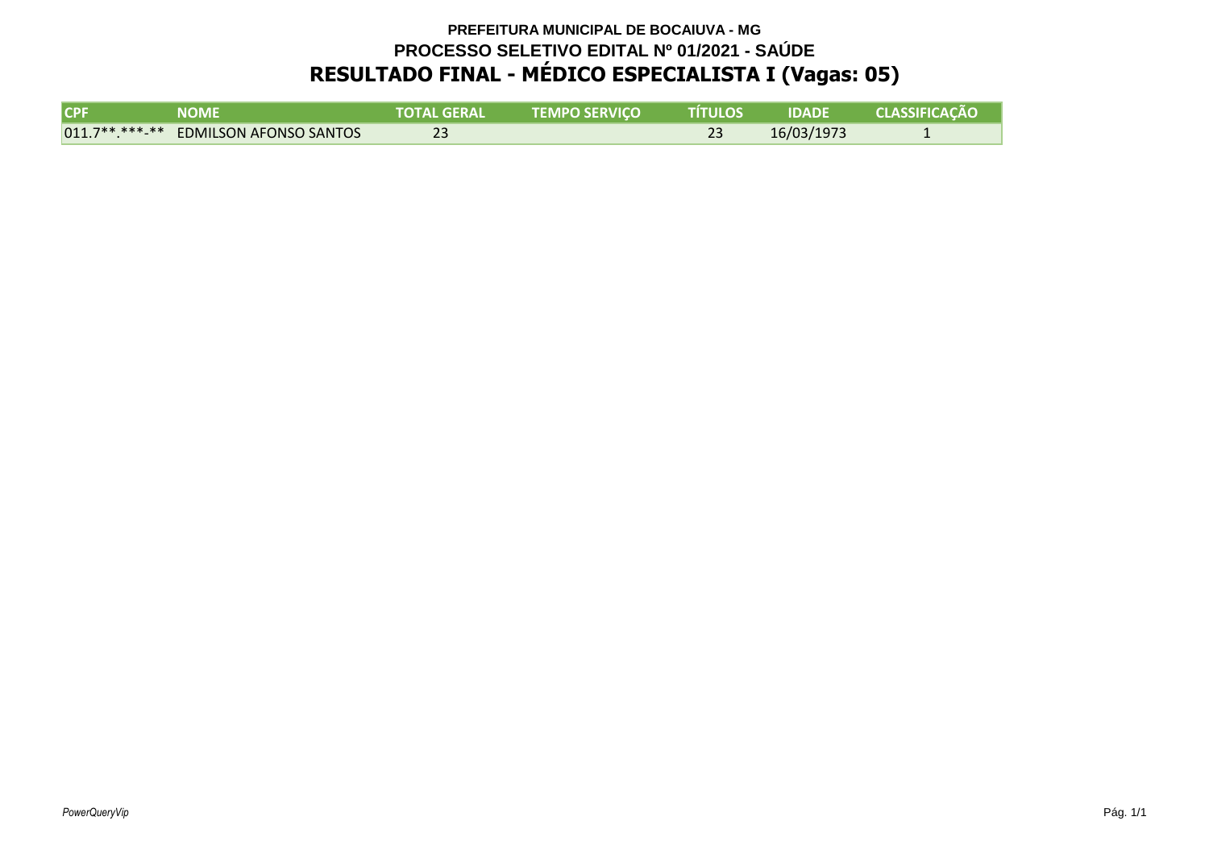**PREFEITURA MUNICIPAL DE BOCAIUVA - MG**

**PROCESSO SELETIVO EDITAL Nº 01/2021 - SAÚDE**

# RESULTADO FINAL - MÉDICO ESPECIALISTA I (Vagas: 05)

| CPF | NOME | TOTAL GERAL | TEMPO SERVIÇO | TÍTULOS | IDADE | CLASSIFICAÇÃO |
|---|---|---|---|---|---|---|
| 011.7**.***-** | EDMILSON AFONSO SANTOS | 23 | | 23 | 16/03/1973 | 1 |

*PowerQueryVip*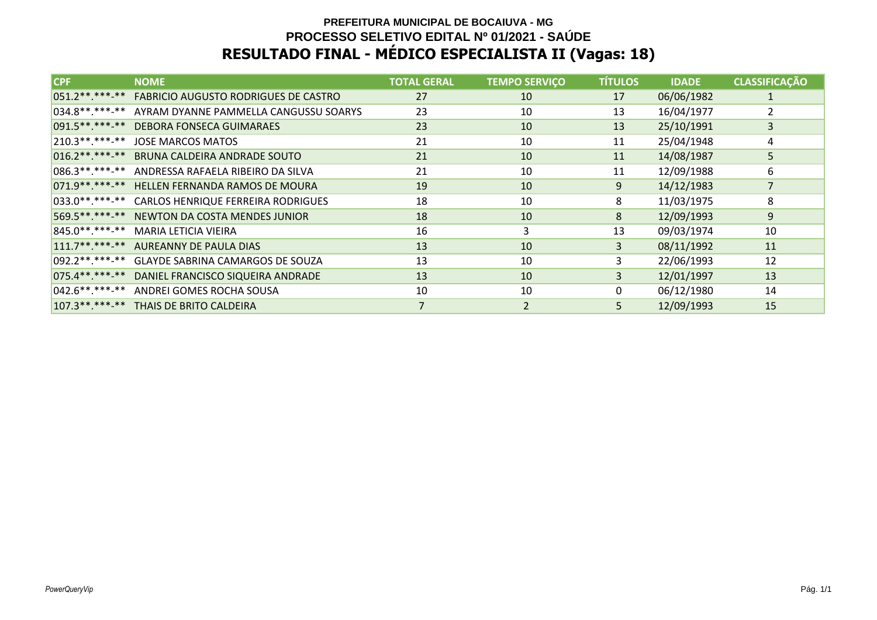**PREFEITURA MUNICIPAL DE BOCAIUVA - MG**

**PROCESSO SELETIVO EDITAL Nº 01/2021 - SAÚDE**

# RESULTADO FINAL - MÉDICO ESPECIALISTA II (Vagas: 18)

| CPF | NOME | TOTAL GERAL | TEMPO SERVIÇO | TÍTULOS | IDADE | CLASSIFICAÇÃO |
|---|---|---|---|---|---|---|
| 051.2**.***-** | FABRICIO AUGUSTO RODRIGUES DE CASTRO | 27 | 10 | 17 | 06/06/1982 | 1 |
| 034.8**.***-** | AYRAM DYANNE PAMMELLA CANGUSSU SOARYS | 23 | 10 | 13 | 16/04/1977 | 2 |
| 091.5**.***-** | DEBORA FONSECA GUIMARAES | 23 | 10 | 13 | 25/10/1991 | 3 |
| 210.3**.***-** | JOSE MARCOS MATOS | 21 | 10 | 11 | 25/04/1948 | 4 |
| 016.2**.***-** | BRUNA CALDEIRA ANDRADE SOUTO | 21 | 10 | 11 | 14/08/1987 | 5 |
| 086.3**.***-** | ANDRESSA RAFAELA RIBEIRO DA SILVA | 21 | 10 | 11 | 12/09/1988 | 6 |
| 071.9**.***-** | HELLEN FERNANDA RAMOS DE MOURA | 19 | 10 | 9 | 14/12/1983 | 7 |
| 033.0**.***-** | CARLOS HENRIQUE FERREIRA RODRIGUES | 18 | 10 | 8 | 11/03/1975 | 8 |
| 569.5**.***-** | NEWTON DA COSTA MENDES JUNIOR | 18 | 10 | 8 | 12/09/1993 | 9 |
| 845.0**.***-** | MARIA LETICIA VIEIRA | 16 | 3 | 13 | 09/03/1974 | 10 |
| 111.7**.***-** | AUREANNY DE PAULA DIAS | 13 | 10 | 3 | 08/11/1992 | 11 |
| 092.2**.***-** | GLAYDE SABRINA CAMARGOS DE SOUZA | 13 | 10 | 3 | 22/06/1993 | 12 |
| 075.4**.***-** | DANIEL FRANCISCO SIQUEIRA ANDRADE | 13 | 10 | 3 | 12/01/1997 | 13 |
| 042.6**.***-** | ANDREI GOMES ROCHA SOUSA | 10 | 10 | 0 | 06/12/1980 | 14 |
| 107.3**.***-** | THAIS DE BRITO CALDEIRA | 7 | 2 | 5 | 12/09/1993 | 15 |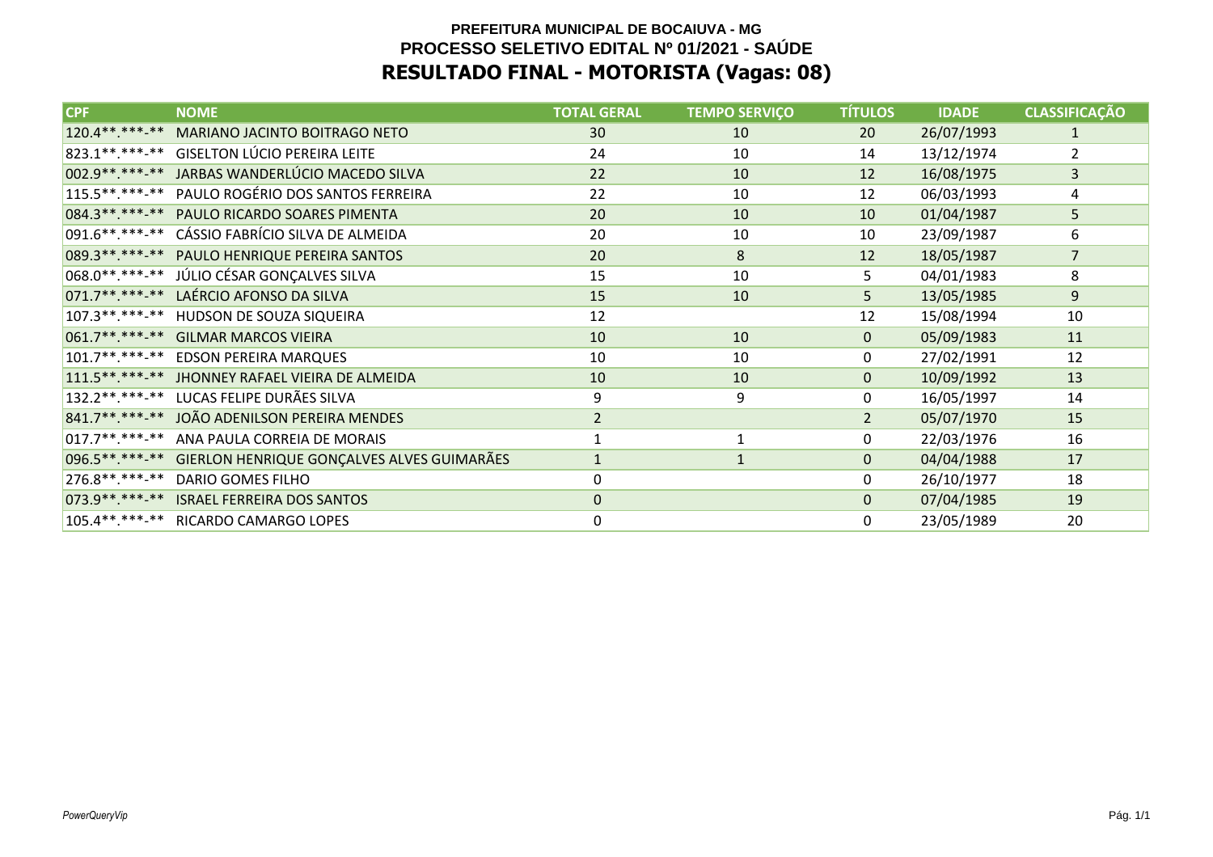**PREFEITURA MUNICIPAL DE BOCAIUVA - MG**
**PROCESSO SELETIVO EDITAL Nº 01/2021 - SAÚDE**

# RESULTADO FINAL - MOTORISTA (Vagas: 08)

| CPF | NOME | TOTAL GERAL | TEMPO SERVIÇO | TÍTULOS | IDADE | CLASSIFICAÇÃO |
|---|---|---|---|---|---|---|
| 120.4**.***-** | MARIANO JACINTO BOITRAGO NETO | 30 | 10 | 20 | 26/07/1993 | 1 |
| 823.1**.***-** | GISELTON LÚCIO PEREIRA LEITE | 24 | 10 | 14 | 13/12/1974 | 2 |
| 002.9**.***-** | JARBAS WANDERLÚCIO MACEDO SILVA | 22 | 10 | 12 | 16/08/1975 | 3 |
| 115.5**.***-** | PAULO ROGÉRIO DOS SANTOS FERREIRA | 22 | 10 | 12 | 06/03/1993 | 4 |
| 084.3**.***-** | PAULO RICARDO SOARES PIMENTA | 20 | 10 | 10 | 01/04/1987 | 5 |
| 091.6**.***-** | CÁSSIO FABRÍCIO SILVA DE ALMEIDA | 20 | 10 | 10 | 23/09/1987 | 6 |
| 089.3**.***-** | PAULO HENRIQUE PEREIRA SANTOS | 20 | 8 | 12 | 18/05/1987 | 7 |
| 068.0**.***-** | JÚLIO CÉSAR GONÇALVES SILVA | 15 | 10 | 5 | 04/01/1983 | 8 |
| 071.7**.***-** | LAÉRCIO AFONSO DA SILVA | 15 | 10 | 5 | 13/05/1985 | 9 |
| 107.3**.***-** | HUDSON DE SOUZA SIQUEIRA | 12 | | 12 | 15/08/1994 | 10 |
| 061.7**.***-** | GILMAR MARCOS VIEIRA | 10 | 10 | 0 | 05/09/1983 | 11 |
| 101.7**.***-** | EDSON PEREIRA MARQUES | 10 | 10 | 0 | 27/02/1991 | 12 |
| 111.5**.***-** | JHONNEY RAFAEL VIEIRA DE ALMEIDA | 10 | 10 | 0 | 10/09/1992 | 13 |
| 132.2**.***-** | LUCAS FELIPE DURÃES SILVA | 9 | 9 | 0 | 16/05/1997 | 14 |
| 841.7**.***-** | JOÃO ADENILSON PEREIRA MENDES | 2 | | 2 | 05/07/1970 | 15 |
| 017.7**.***-** | ANA PAULA CORREIA DE MORAIS | 1 | 1 | 0 | 22/03/1976 | 16 |
| 096.5**.***-** | GIERLON HENRIQUE GONÇALVES ALVES GUIMARÃES | 1 | 1 | 0 | 04/04/1988 | 17 |
| 276.8**.***-** | DARIO GOMES FILHO | 0 | | 0 | 26/10/1977 | 18 |
| 073.9**.***-** | ISRAEL FERREIRA DOS SANTOS | 0 | | 0 | 07/04/1985 | 19 |
| 105.4**.***-** | RICARDO CAMARGO LOPES | 0 | | 0 | 23/05/1989 | 20 |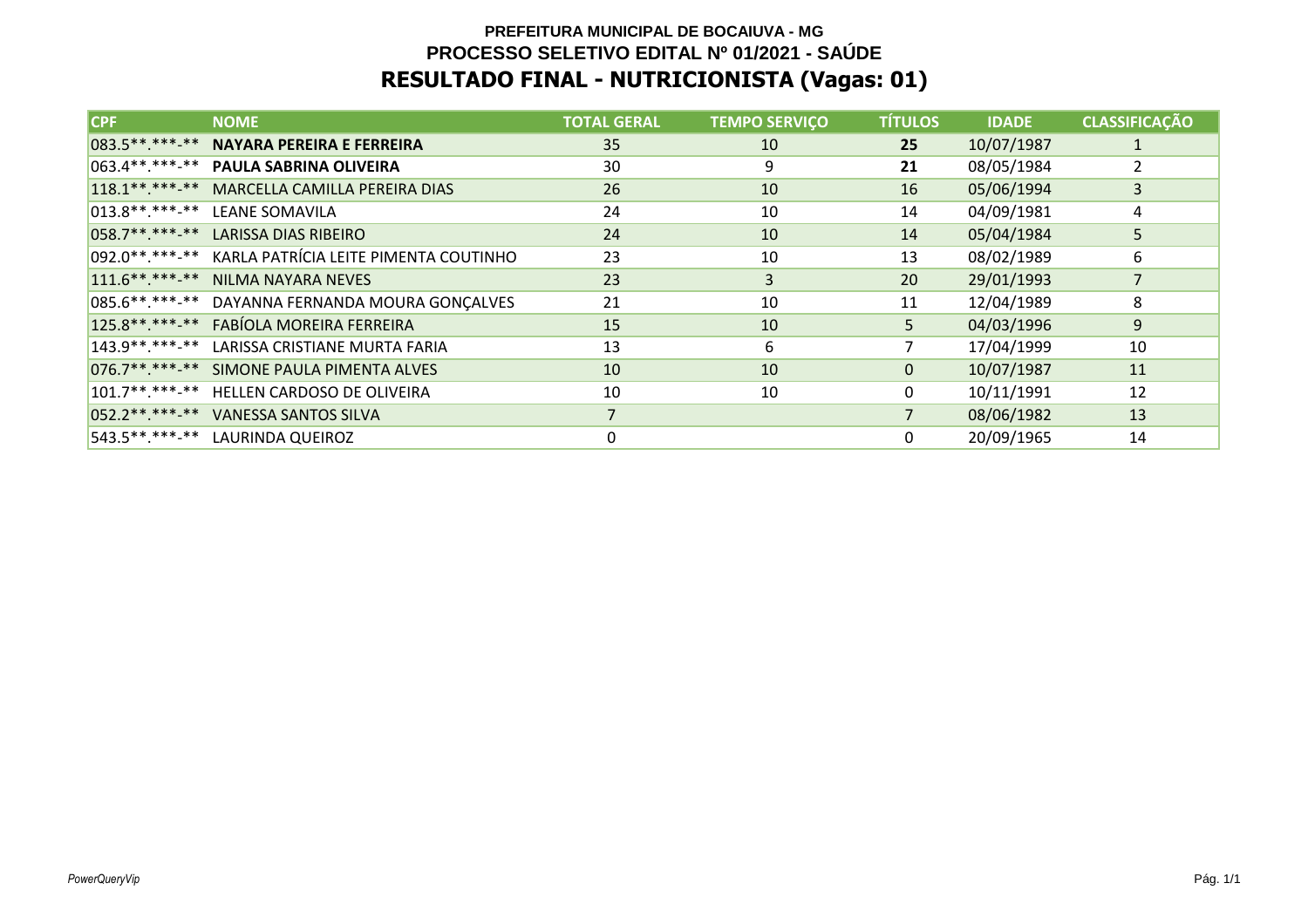**PREFEITURA MUNICIPAL DE BOCAIUVA - MG**

**PROCESSO SELETIVO EDITAL Nº 01/2021 - SAÚDE**

# RESULTADO FINAL - NUTRICIONISTA (Vagas: 01)

| CPF | NOME | TOTAL GERAL | TEMPO SERVIÇO | TÍTULOS | IDADE | CLASSIFICAÇÃO |
|---|---|---|---|---|---|---|
| 083.5**.***-** | **NAYARA PEREIRA E FERREIRA** | 35 | 10 | **25** | 10/07/1987 | 1 |
| 063.4**.***-** | **PAULA SABRINA OLIVEIRA** | 30 | 9 | **21** | 08/05/1984 | 2 |
| 118.1**.***-** | MARCELLA CAMILLA PEREIRA DIAS | 26 | 10 | 16 | 05/06/1994 | 3 |
| 013.8**.***-** | LEANE SOMAVILA | 24 | 10 | 14 | 04/09/1981 | 4 |
| 058.7**.***-** | LARISSA DIAS RIBEIRO | 24 | 10 | 14 | 05/04/1984 | 5 |
| 092.0**.***-** | KARLA PATRÍCIA LEITE PIMENTA COUTINHO | 23 | 10 | 13 | 08/02/1989 | 6 |
| 111.6**.***-** | NILMA NAYARA NEVES | 23 | 3 | 20 | 29/01/1993 | 7 |
| 085.6**.***-** | DAYANNA FERNANDA MOURA GONÇALVES | 21 | 10 | 11 | 12/04/1989 | 8 |
| 125.8**.***-** | FABÍOLA MOREIRA FERREIRA | 15 | 10 | 5 | 04/03/1996 | 9 |
| 143.9**.***-** | LARISSA CRISTIANE MURTA FARIA | 13 | 6 | 7 | 17/04/1999 | 10 |
| 076.7**.***-** | SIMONE PAULA PIMENTA ALVES | 10 | 10 | 0 | 10/07/1987 | 11 |
| 101.7**.***-** | HELLEN CARDOSO DE OLIVEIRA | 10 | 10 | 0 | 10/11/1991 | 12 |
| 052.2**.***-** | VANESSA SANTOS SILVA | 7 | | 7 | 08/06/1982 | 13 |
| 543.5**.***-** | LAURINDA QUEIROZ | 0 | | 0 | 20/09/1965 | 14 |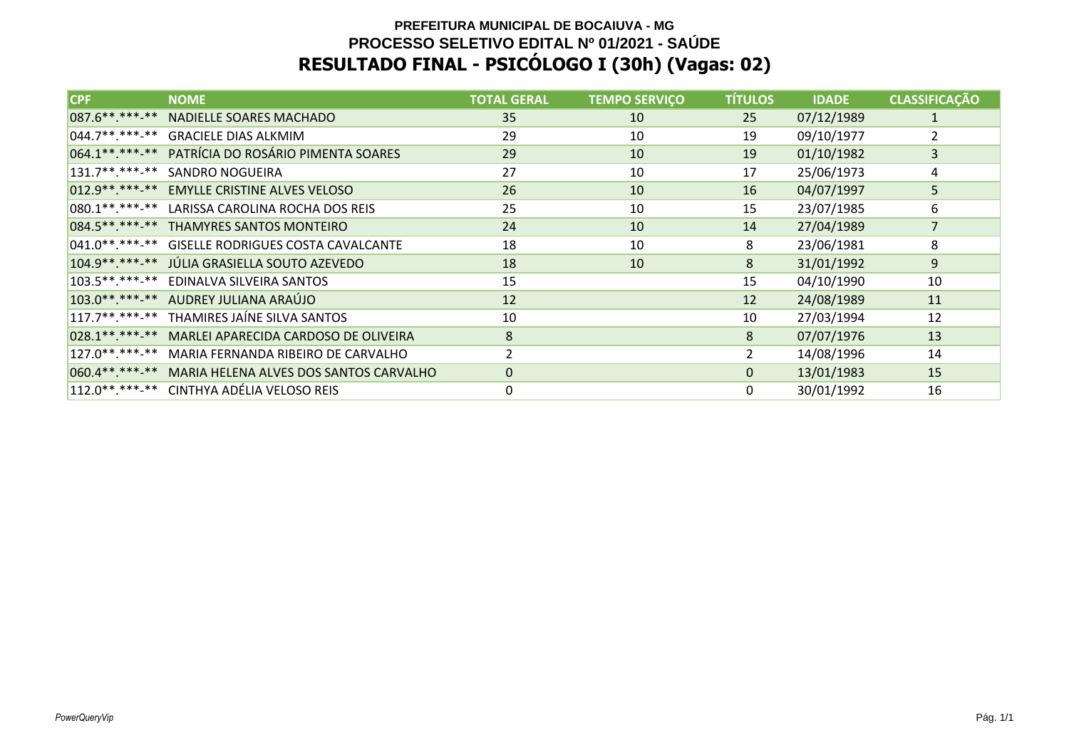**PREFEITURA MUNICIPAL DE BOCAIUVA - MG**

**PROCESSO SELETIVO EDITAL Nº 01/2021 - SAÚDE**

# RESULTADO FINAL - PSICÓLOGO I (30h) (Vagas: 02)

| CPF | NOME | TOTAL GERAL | TEMPO SERVIÇO | TÍTULOS | IDADE | CLASSIFICAÇÃO |
|---|---|---|---|---|---|---|
| 087.6**.***-** | NADIELLE SOARES MACHADO | 35 | 10 | 25 | 07/12/1989 | 1 |
| 044.7**.***-** | GRACIELE DIAS ALKMIM | 29 | 10 | 19 | 09/10/1977 | 2 |
| 064.1**.***-** | PATRÍCIA DO ROSÁRIO PIMENTA SOARES | 29 | 10 | 19 | 01/10/1982 | 3 |
| 131.7**.***-** | SANDRO NOGUEIRA | 27 | 10 | 17 | 25/06/1973 | 4 |
| 012.9**.***-** | EMYLLE CRISTINE ALVES VELOSO | 26 | 10 | 16 | 04/07/1997 | 5 |
| 080.1**.***-** | LARISSA CAROLINA ROCHA DOS REIS | 25 | 10 | 15 | 23/07/1985 | 6 |
| 084.5**.***-** | THAMYRES SANTOS MONTEIRO | 24 | 10 | 14 | 27/04/1989 | 7 |
| 041.0**.***-** | GISELLE RODRIGUES COSTA CAVALCANTE | 18 | 10 | 8 | 23/06/1981 | 8 |
| 104.9**.***-** | JÚLIA GRASIELLA SOUTO AZEVEDO | 18 | 10 | 8 | 31/01/1992 | 9 |
| 103.5**.***-** | EDINALVA SILVEIRA SANTOS | 15 | | 15 | 04/10/1990 | 10 |
| 103.0**.***-** | AUDREY JULIANA ARAÚJO | 12 | | 12 | 24/08/1989 | 11 |
| 117.7**.***-** | THAMIRES JAÍNE SILVA SANTOS | 10 | | 10 | 27/03/1994 | 12 |
| 028.1**.***-** | MARLEI APARECIDA CARDOSO DE OLIVEIRA | 8 | | 8 | 07/07/1976 | 13 |
| 127.0**.***-** | MARIA FERNANDA RIBEIRO DE CARVALHO | 2 | | 2 | 14/08/1996 | 14 |
| 060.4**.***-** | MARIA HELENA ALVES DOS SANTOS CARVALHO | 0 | | 0 | 13/01/1983 | 15 |
| 112.0**.***-** | CINTHYA ADÉLIA VELOSO REIS | 0 | | 0 | 30/01/1992 | 16 |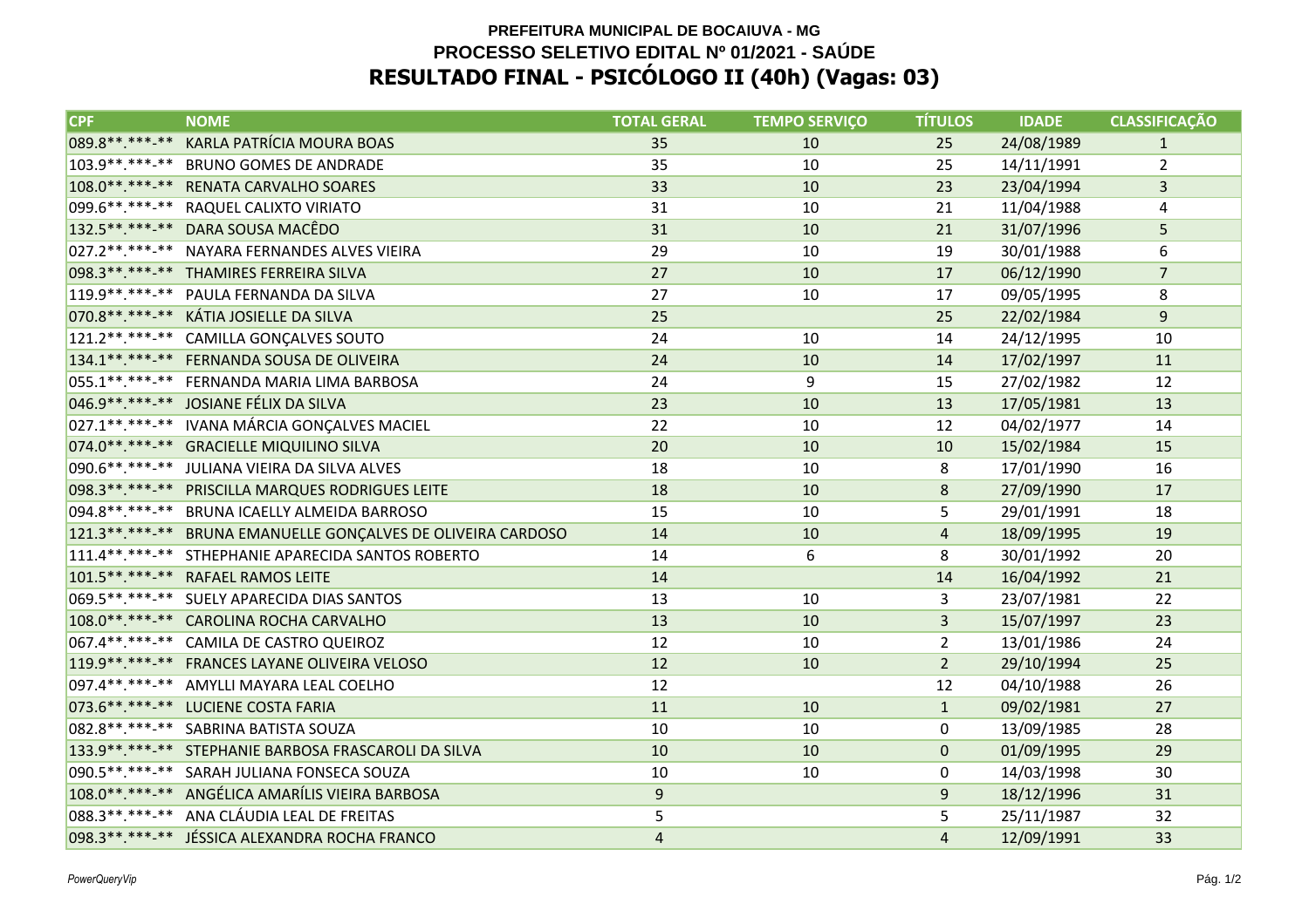**PREFEITURA MUNICIPAL DE BOCAIUVA - MG**

**PROCESSO SELETIVO EDITAL Nº 01/2021 - SAÚDE**

# RESULTADO FINAL - PSICÓLOGO II (40h) (Vagas: 03)

| CPF | NOME | TOTAL GERAL | TEMPO SERVIÇO | TÍTULOS | IDADE | CLASSIFICAÇÃO |
|---|---|---|---|---|---|---|
| 089.8**.***-** | KARLA PATRÍCIA MOURA BOAS | 35 | 10 | 25 | 24/08/1989 | 1 |
| 103.9**.***-** | BRUNO GOMES DE ANDRADE | 35 | 10 | 25 | 14/11/1991 | 2 |
| 108.0**.***-** | RENATA CARVALHO SOARES | 33 | 10 | 23 | 23/04/1994 | 3 |
| 099.6**.***-** | RAQUEL CALIXTO VIRIATO | 31 | 10 | 21 | 11/04/1988 | 4 |
| 132.5**.***-** | DARA SOUSA MACÊDO | 31 | 10 | 21 | 31/07/1996 | 5 |
| 027.2**.***-** | NAYARA FERNANDES ALVES VIEIRA | 29 | 10 | 19 | 30/01/1988 | 6 |
| 098.3**.***-** | THAMIRES FERREIRA SILVA | 27 | 10 | 17 | 06/12/1990 | 7 |
| 119.9**.***-** | PAULA FERNANDA DA SILVA | 27 | 10 | 17 | 09/05/1995 | 8 |
| 070.8**.***-** | KÁTIA JOSIELLE DA SILVA | 25 | | 25 | 22/02/1984 | 9 |
| 121.2**.***-** | CAMILLA GONÇALVES SOUTO | 24 | 10 | 14 | 24/12/1995 | 10 |
| 134.1**.***-** | FERNANDA SOUSA DE OLIVEIRA | 24 | 10 | 14 | 17/02/1997 | 11 |
| 055.1**.***-** | FERNANDA MARIA LIMA BARBOSA | 24 | 9 | 15 | 27/02/1982 | 12 |
| 046.9**.***-** | JOSIANE FÉLIX DA SILVA | 23 | 10 | 13 | 17/05/1981 | 13 |
| 027.1**.***-** | IVANA MÁRCIA GONÇALVES MACIEL | 22 | 10 | 12 | 04/02/1977 | 14 |
| 074.0**.***-** | GRACIELLE MIQUILINO SILVA | 20 | 10 | 10 | 15/02/1984 | 15 |
| 090.6**.***-** | JULIANA VIEIRA DA SILVA ALVES | 18 | 10 | 8 | 17/01/1990 | 16 |
| 098.3**.***-** | PRISCILLA MARQUES RODRIGUES LEITE | 18 | 10 | 8 | 27/09/1990 | 17 |
| 094.8**.***-** | BRUNA ICAELLY ALMEIDA BARROSO | 15 | 10 | 5 | 29/01/1991 | 18 |
| 121.3**.***-** | BRUNA EMANUELLE GONÇALVES DE OLIVEIRA CARDOSO | 14 | 10 | 4 | 18/09/1995 | 19 |
| 111.4**.***-** | STHEPHANIE APARECIDA SANTOS ROBERTO | 14 | 6 | 8 | 30/01/1992 | 20 |
| 101.5**.***-** | RAFAEL RAMOS LEITE | 14 | | 14 | 16/04/1992 | 21 |
| 069.5**.***-** | SUELY APARECIDA DIAS SANTOS | 13 | 10 | 3 | 23/07/1981 | 22 |
| 108.0**.***-** | CAROLINA ROCHA CARVALHO | 13 | 10 | 3 | 15/07/1997 | 23 |
| 067.4**.***-** | CAMILA DE CASTRO QUEIROZ | 12 | 10 | 2 | 13/01/1986 | 24 |
| 119.9**.***-** | FRANCES LAYANE OLIVEIRA VELOSO | 12 | 10 | 2 | 29/10/1994 | 25 |
| 097.4**.***-** | AMYLLI MAYARA LEAL COELHO | 12 | | 12 | 04/10/1988 | 26 |
| 073.6**.***-** | LUCIENE COSTA FARIA | 11 | 10 | 1 | 09/02/1981 | 27 |
| 082.8**.***-** | SABRINA BATISTA SOUZA | 10 | 10 | 0 | 13/09/1985 | 28 |
| 133.9**.***-** | STEPHANIE BARBOSA FRASCAROLI DA SILVA | 10 | 10 | 0 | 01/09/1995 | 29 |
| 090.5**.***-** | SARAH JULIANA FONSECA SOUZA | 10 | 10 | 0 | 14/03/1998 | 30 |
| 108.0**.***-** | ANGÉLICA AMARÍLIS VIEIRA BARBOSA | 9 | | 9 | 18/12/1996 | 31 |
| 088.3**.***-** | ANA CLÁUDIA LEAL DE FREITAS | 5 | | 5 | 25/11/1987 | 32 |
| 098.3**.***-** | JÉSSICA ALEXANDRA ROCHA FRANCO | 4 | | 4 | 12/09/1991 | 33 |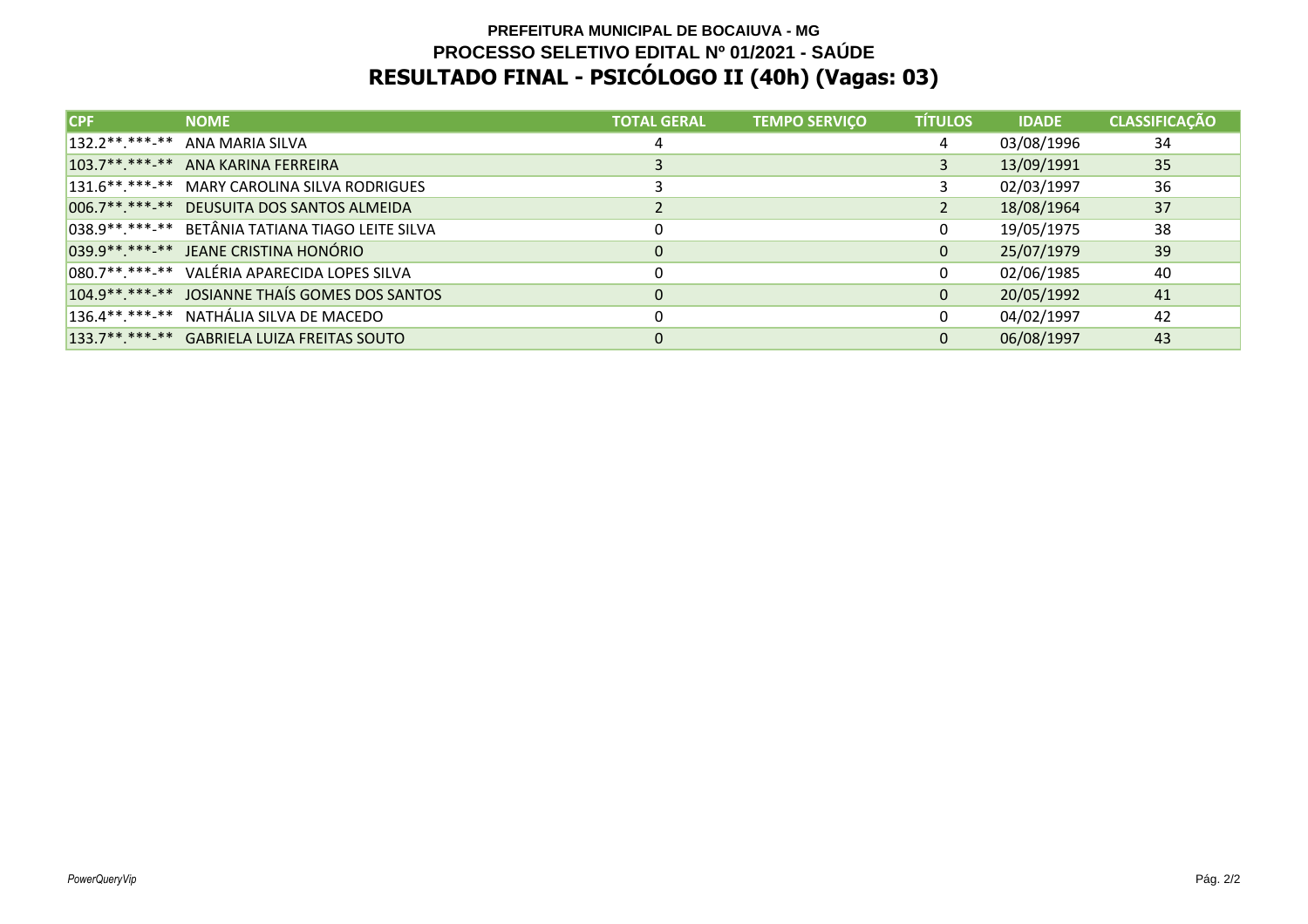**PREFEITURA MUNICIPAL DE BOCAIUVA - MG**

**PROCESSO SELETIVO EDITAL Nº 01/2021 - SAÚDE**

# RESULTADO FINAL - PSICÓLOGO II (40h) (Vagas: 03)

| CPF | NOME | TOTAL GERAL | TEMPO SERVIÇO | TÍTULOS | IDADE | CLASSIFICAÇÃO |
|---|---|---|---|---|---|---|
| 132.2**.***-** | ANA MARIA SILVA | 4 | | 4 | 03/08/1996 | 34 |
| 103.7**.***-** | ANA KARINA FERREIRA | 3 | | 3 | 13/09/1991 | 35 |
| 131.6**.***-** | MARY CAROLINA SILVA RODRIGUES | 3 | | 3 | 02/03/1997 | 36 |
| 006.7**.***-** | DEUSUITA DOS SANTOS ALMEIDA | 2 | | 2 | 18/08/1964 | 37 |
| 038.9**.***-** | BETÂNIA TATIANA TIAGO LEITE SILVA | 0 | | 0 | 19/05/1975 | 38 |
| 039.9**.***-** | JEANE CRISTINA HONÓRIO | 0 | | 0 | 25/07/1979 | 39 |
| 080.7**.***-** | VALÉRIA APARECIDA LOPES SILVA | 0 | | 0 | 02/06/1985 | 40 |
| 104.9**.***-** | JOSIANNE THAÍS GOMES DOS SANTOS | 0 | | 0 | 20/05/1992 | 41 |
| 136.4**.***-** | NATHÁLIA SILVA DE MACEDO | 0 | | 0 | 04/02/1997 | 42 |
| 133.7**.***-** | GABRIELA LUIZA FREITAS SOUTO | 0 | | 0 | 06/08/1997 | 43 |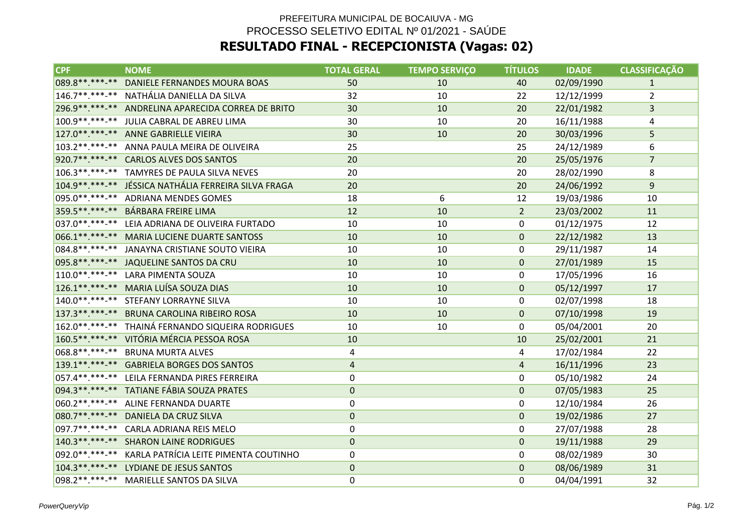PREFEITURA MUNICIPAL DE BOCAIUVA - MG

PROCESSO SELETIVO EDITAL Nº 01/2021 - SAÚDE

# RESULTADO FINAL - RECEPCIONISTA (Vagas: 02)

| CPF | NOME | TOTAL GERAL | TEMPO SERVIÇO | TÍTULOS | IDADE | CLASSIFICAÇÃO |
|---|---|---|---|---|---|---|
| 089.8**.***-** | DANIELE FERNANDES MOURA BOAS | 50 | 10 | 40 | 02/09/1990 | 1 |
| 146.7**.***-** | NATHÁLIA DANIELLA DA SILVA | 32 | 10 | 22 | 12/12/1999 | 2 |
| 296.9**.***-** | ANDRELINA APARECIDA CORREA DE BRITO | 30 | 10 | 20 | 22/01/1982 | 3 |
| 100.9**.***-** | JULIA CABRAL DE ABREU LIMA | 30 | 10 | 20 | 16/11/1988 | 4 |
| 127.0**.***-** | ANNE GABRIELLE VIEIRA | 30 | 10 | 20 | 30/03/1996 | 5 |
| 103.2**.***-** | ANNA PAULA MEIRA DE OLIVEIRA | 25 | | 25 | 24/12/1989 | 6 |
| 920.7**.***-** | CARLOS ALVES DOS SANTOS | 20 | | 20 | 25/05/1976 | 7 |
| 106.3**.***-** | TAMYRES DE PAULA SILVA NEVES | 20 | | 20 | 28/02/1990 | 8 |
| 104.9**.***-** | JÉSSICA NATHÁLIA FERREIRA SILVA FRAGA | 20 | | 20 | 24/06/1992 | 9 |
| 095.0**.***-** | ADRIANA MENDES GOMES | 18 | 6 | 12 | 19/03/1986 | 10 |
| 359.5**.***-** | BÁRBARA FREIRE LIMA | 12 | 10 | 2 | 23/03/2002 | 11 |
| 037.0**.***-** | LEIA ADRIANA DE OLIVEIRA FURTADO | 10 | 10 | 0 | 01/12/1975 | 12 |
| 066.1**.***-** | MARIA LUCIENE DUARTE SANTOSS | 10 | 10 | 0 | 22/12/1982 | 13 |
| 084.8**.***-** | JANAYNA CRISTIANE SOUTO VIEIRA | 10 | 10 | 0 | 29/11/1987 | 14 |
| 095.8**.***-** | JAQUELINE SANTOS DA CRU | 10 | 10 | 0 | 27/01/1989 | 15 |
| 110.0**.***-** | LARA PIMENTA SOUZA | 10 | 10 | 0 | 17/05/1996 | 16 |
| 126.1**.***-** | MARIA LUÍSA SOUZA DIAS | 10 | 10 | 0 | 05/12/1997 | 17 |
| 140.0**.***-** | STEFANY LORRAYNE SILVA | 10 | 10 | 0 | 02/07/1998 | 18 |
| 137.3**.***-** | BRUNA CAROLINA RIBEIRO ROSA | 10 | 10 | 0 | 07/10/1998 | 19 |
| 162.0**.***-** | THAINÁ FERNANDO SIQUEIRA RODRIGUES | 10 | 10 | 0 | 05/04/2001 | 20 |
| 160.5**.***-** | VITÓRIA MÉRCIA PESSOA ROSA | 10 | | 10 | 25/02/2001 | 21 |
| 068.8**.***-** | BRUNA MURTA ALVES | 4 | | 4 | 17/02/1984 | 22 |
| 139.1**.***-** | GABRIELA BORGES DOS SANTOS | 4 | | 4 | 16/11/1996 | 23 |
| 057.4**.***-** | LEILA FERNANDA PIRES FERREIRA | 0 | | 0 | 05/10/1982 | 24 |
| 094.3**.***-** | TATIANE FÁBIA SOUZA PRATES | 0 | | 0 | 07/05/1983 | 25 |
| 060.2**.***-** | ALINE FERNANDA DUARTE | 0 | | 0 | 12/10/1984 | 26 |
| 080.7**.***-** | DANIELA DA CRUZ SILVA | 0 | | 0 | 19/02/1986 | 27 |
| 097.7**.***-** | CARLA ADRIANA REIS MELO | 0 | | 0 | 27/07/1988 | 28 |
| 140.3**.***-** | SHARON LAINE RODRIGUES | 0 | | 0 | 19/11/1988 | 29 |
| 092.0**.***-** | KARLA PATRÍCIA LEITE PIMENTA COUTINHO | 0 | | 0 | 08/02/1989 | 30 |
| 104.3**.***-** | LYDIANE DE JESUS SANTOS | 0 | | 0 | 08/06/1989 | 31 |
| 098.2**.***-** | MARIELLE SANTOS DA SILVA | 0 | | 0 | 04/04/1991 | 32 |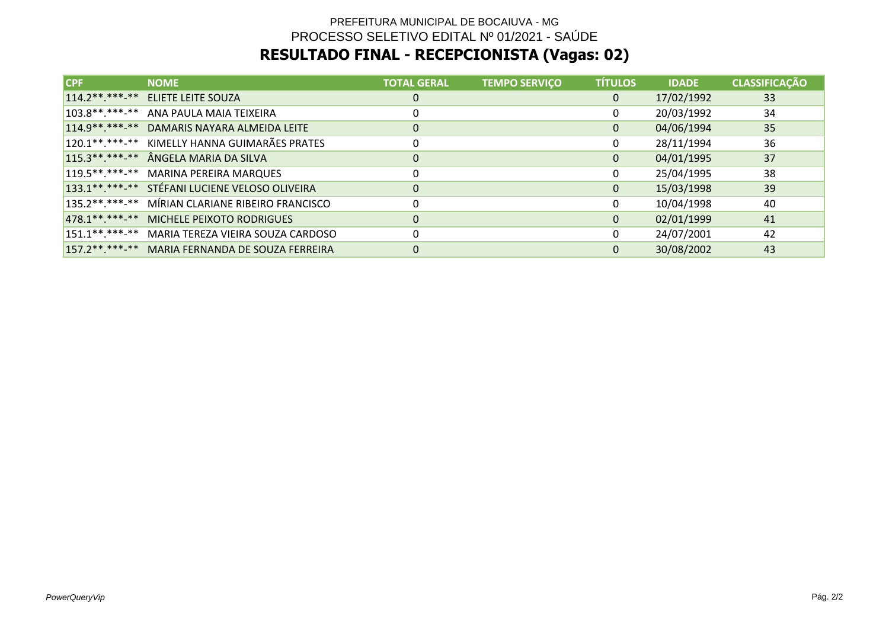PREFEITURA MUNICIPAL DE BOCAIUVA - MG

PROCESSO SELETIVO EDITAL Nº 01/2021 - SAÚDE

# RESULTADO FINAL - RECEPCIONISTA (Vagas: 02)

| CPF | NOME | TOTAL GERAL | TEMPO SERVIÇO | TÍTULOS | IDADE | CLASSIFICAÇÃO |
|---|---|---|---|---|---|---|
| 114.2**.***-** | ELIETE LEITE SOUZA | 0 | | 0 | 17/02/1992 | 33 |
| 103.8**.***-** | ANA PAULA MAIA TEIXEIRA | 0 | | 0 | 20/03/1992 | 34 |
| 114.9**.***-** | DAMARIS NAYARA ALMEIDA LEITE | 0 | | 0 | 04/06/1994 | 35 |
| 120.1**.***-** | KIMELLY HANNA GUIMARÃES PRATES | 0 | | 0 | 28/11/1994 | 36 |
| 115.3**.***-** | ÂNGELA MARIA DA SILVA | 0 | | 0 | 04/01/1995 | 37 |
| 119.5**.***-** | MARINA PEREIRA MARQUES | 0 | | 0 | 25/04/1995 | 38 |
| 133.1**.***-** | STÉFANI LUCIENE VELOSO OLIVEIRA | 0 | | 0 | 15/03/1998 | 39 |
| 135.2**.***-** | MÍRIAN CLARIANE RIBEIRO FRANCISCO | 0 | | 0 | 10/04/1998 | 40 |
| 478.1**.***-** | MICHELE PEIXOTO RODRIGUES | 0 | | 0 | 02/01/1999 | 41 |
| 151.1**.***-** | MARIA TEREZA VIEIRA SOUZA CARDOSO | 0 | | 0 | 24/07/2001 | 42 |
| 157.2**.***-** | MARIA FERNANDA DE SOUZA FERREIRA | 0 | | 0 | 30/08/2002 | 43 |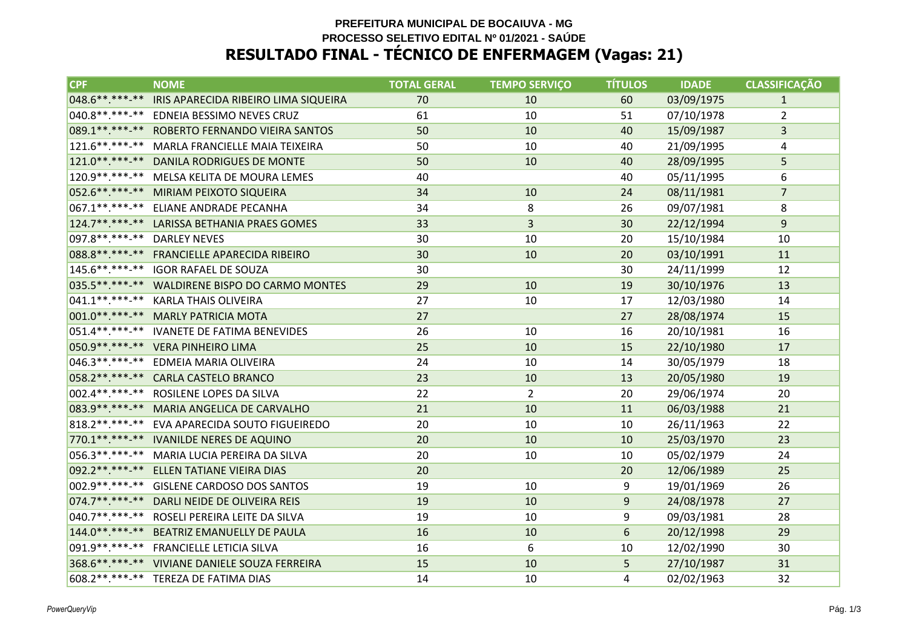**PREFEITURA MUNICIPAL DE BOCAIUVA - MG**

**PROCESSO SELETIVO EDITAL Nº 01/2021 - SAÚDE**

# RESULTADO FINAL - TÉCNICO DE ENFERMAGEM (Vagas: 21)

| CPF | NOME | TOTAL GERAL | TEMPO SERVIÇO | TÍTULOS | IDADE | CLASSIFICAÇÃO |
|---|---|---|---|---|---|---|
| 048.6**.***-** | IRIS APARECIDA RIBEIRO LIMA SIQUEIRA | 70 | 10 | 60 | 03/09/1975 | 1 |
| 040.8**.***-** | EDNEIA BESSIMO NEVES CRUZ | 61 | 10 | 51 | 07/10/1978 | 2 |
| 089.1**.***-** | ROBERTO FERNANDO VIEIRA SANTOS | 50 | 10 | 40 | 15/09/1987 | 3 |
| 121.6**.***-** | MARLA FRANCIELLE MAIA TEIXEIRA | 50 | 10 | 40 | 21/09/1995 | 4 |
| 121.0**.***-** | DANILA RODRIGUES DE MONTE | 50 | 10 | 40 | 28/09/1995 | 5 |
| 120.9**.***-** | MELSA KELITA DE MOURA LEMES | 40 | | 40 | 05/11/1995 | 6 |
| 052.6**.***-** | MIRIAM PEIXOTO SIQUEIRA | 34 | 10 | 24 | 08/11/1981 | 7 |
| 067.1**.***-** | ELIANE ANDRADE PECANHA | 34 | 8 | 26 | 09/07/1981 | 8 |
| 124.7**.***-** | LARISSA BETHANIA PRAES GOMES | 33 | 3 | 30 | 22/12/1994 | 9 |
| 097.8**.***-** | DARLEY NEVES | 30 | 10 | 20 | 15/10/1984 | 10 |
| 088.8**.***-** | FRANCIELLE APARECIDA RIBEIRO | 30 | 10 | 20 | 03/10/1991 | 11 |
| 145.6**.***-** | IGOR RAFAEL DE SOUZA | 30 | | 30 | 24/11/1999 | 12 |
| 035.5**.***-** | WALDIRENE BISPO DO CARMO MONTES | 29 | 10 | 19 | 30/10/1976 | 13 |
| 041.1**.***-** | KARLA THAIS OLIVEIRA | 27 | 10 | 17 | 12/03/1980 | 14 |
| 001.0**.***-** | MARLY PATRICIA MOTA | 27 | | 27 | 28/08/1974 | 15 |
| 051.4**.***-** | IVANETE DE FATIMA BENEVIDES | 26 | 10 | 16 | 20/10/1981 | 16 |
| 050.9**.***-** | VERA PINHEIRO LIMA | 25 | 10 | 15 | 22/10/1980 | 17 |
| 046.3**.***-** | EDMEIA MARIA OLIVEIRA | 24 | 10 | 14 | 30/05/1979 | 18 |
| 058.2**.***-** | CARLA CASTELO BRANCO | 23 | 10 | 13 | 20/05/1980 | 19 |
| 002.4**.***-** | ROSILENE LOPES DA SILVA | 22 | 2 | 20 | 29/06/1974 | 20 |
| 083.9**.***-** | MARIA ANGELICA DE CARVALHO | 21 | 10 | 11 | 06/03/1988 | 21 |
| 818.2**.***-** | EVA APARECIDA SOUTO FIGUEIREDO | 20 | 10 | 10 | 26/11/1963 | 22 |
| 770.1**.***-** | IVANILDE NERES DE AQUINO | 20 | 10 | 10 | 25/03/1970 | 23 |
| 056.3**.***-** | MARIA LUCIA PEREIRA DA SILVA | 20 | 10 | 10 | 05/02/1979 | 24 |
| 092.2**.***-** | ELLEN TATIANE VIEIRA DIAS | 20 | | 20 | 12/06/1989 | 25 |
| 002.9**.***-** | GISLENE CARDOSO DOS SANTOS | 19 | 10 | 9 | 19/01/1969 | 26 |
| 074.7**.***-** | DARLI NEIDE DE OLIVEIRA REIS | 19 | 10 | 9 | 24/08/1978 | 27 |
| 040.7**.***-** | ROSELI PEREIRA LEITE DA SILVA | 19 | 10 | 9 | 09/03/1981 | 28 |
| 144.0**.***-** | BEATRIZ EMANUELLY DE PAULA | 16 | 10 | 6 | 20/12/1998 | 29 |
| 091.9**.***-** | FRANCIELLE LETICIA SILVA | 16 | 6 | 10 | 12/02/1990 | 30 |
| 368.6**.***-** | VIVIANE DANIELE SOUZA FERREIRA | 15 | 10 | 5 | 27/10/1987 | 31 |
| 608.2**.***-** | TEREZA DE FATIMA DIAS | 14 | 10 | 4 | 02/02/1963 | 32 |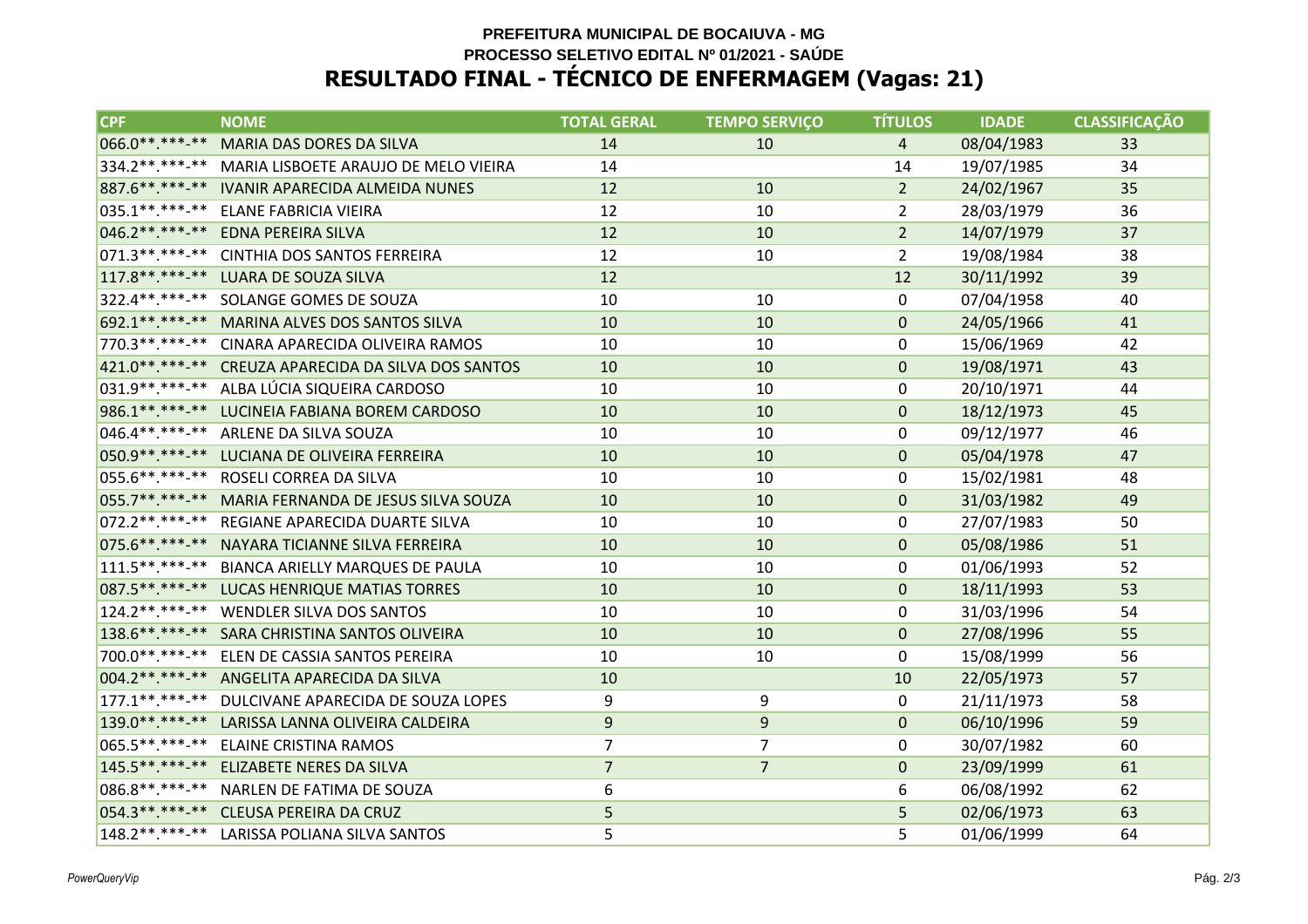**PREFEITURA MUNICIPAL DE BOCAIUVA - MG**

**PROCESSO SELETIVO EDITAL Nº 01/2021 - SAÚDE**

# RESULTADO FINAL - TÉCNICO DE ENFERMAGEM (Vagas: 21)

| CPF | NOME | TOTAL GERAL | TEMPO SERVIÇO | TÍTULOS | IDADE | CLASSIFICAÇÃO |
|---|---|---|---|---|---|---|
| 066.0**.***-** | MARIA DAS DORES DA SILVA | 14 | 10 | 4 | 08/04/1983 | 33 |
| 334.2**.***-** | MARIA LISBOETE ARAUJO DE MELO VIEIRA | 14 | | 14 | 19/07/1985 | 34 |
| 887.6**.***-** | IVANIR APARECIDA ALMEIDA NUNES | 12 | 10 | 2 | 24/02/1967 | 35 |
| 035.1**.***-** | ELANE FABRICIA VIEIRA | 12 | 10 | 2 | 28/03/1979 | 36 |
| 046.2**.***-** | EDNA PEREIRA SILVA | 12 | 10 | 2 | 14/07/1979 | 37 |
| 071.3**.***-** | CINTHIA DOS SANTOS FERREIRA | 12 | 10 | 2 | 19/08/1984 | 38 |
| 117.8**.***-** | LUARA DE SOUZA SILVA | 12 | | 12 | 30/11/1992 | 39 |
| 322.4**.***-** | SOLANGE GOMES DE SOUZA | 10 | 10 | 0 | 07/04/1958 | 40 |
| 692.1**.***-** | MARINA ALVES DOS SANTOS SILVA | 10 | 10 | 0 | 24/05/1966 | 41 |
| 770.3**.***-** | CINARA APARECIDA OLIVEIRA RAMOS | 10 | 10 | 0 | 15/06/1969 | 42 |
| 421.0**.***-** | CREUZA APARECIDA DA SILVA DOS SANTOS | 10 | 10 | 0 | 19/08/1971 | 43 |
| 031.9**.***-** | ALBA LÚCIA SIQUEIRA CARDOSO | 10 | 10 | 0 | 20/10/1971 | 44 |
| 986.1**.***-** | LUCINEIA FABIANA BOREM CARDOSO | 10 | 10 | 0 | 18/12/1973 | 45 |
| 046.4**.***-** | ARLENE DA SILVA SOUZA | 10 | 10 | 0 | 09/12/1977 | 46 |
| 050.9**.***-** | LUCIANA DE OLIVEIRA FERREIRA | 10 | 10 | 0 | 05/04/1978 | 47 |
| 055.6**.***-** | ROSELI CORREA DA SILVA | 10 | 10 | 0 | 15/02/1981 | 48 |
| 055.7**.***-** | MARIA FERNANDA DE JESUS SILVA SOUZA | 10 | 10 | 0 | 31/03/1982 | 49 |
| 072.2**.***-** | REGIANE APARECIDA DUARTE SILVA | 10 | 10 | 0 | 27/07/1983 | 50 |
| 075.6**.***-** | NAYARA TICIANNE SILVA FERREIRA | 10 | 10 | 0 | 05/08/1986 | 51 |
| 111.5**.***-** | BIANCA ARIELLY MARQUES DE PAULA | 10 | 10 | 0 | 01/06/1993 | 52 |
| 087.5**.***-** | LUCAS HENRIQUE MATIAS TORRES | 10 | 10 | 0 | 18/11/1993 | 53 |
| 124.2**.***-** | WENDLER SILVA DOS SANTOS | 10 | 10 | 0 | 31/03/1996 | 54 |
| 138.6**.***-** | SARA CHRISTINA SANTOS OLIVEIRA | 10 | 10 | 0 | 27/08/1996 | 55 |
| 700.0**.***-** | ELEN DE CASSIA SANTOS PEREIRA | 10 | 10 | 0 | 15/08/1999 | 56 |
| 004.2**.***-** | ANGELITA APARECIDA DA SILVA | 10 | | 10 | 22/05/1973 | 57 |
| 177.1**.***-** | DULCIVANE APARECIDA DE SOUZA LOPES | 9 | 9 | 0 | 21/11/1973 | 58 |
| 139.0**.***-** | LARISSA LANNA OLIVEIRA CALDEIRA | 9 | 9 | 0 | 06/10/1996 | 59 |
| 065.5**.***-** | ELAINE CRISTINA RAMOS | 7 | 7 | 0 | 30/07/1982 | 60 |
| 145.5**.***-** | ELIZABETE NERES DA SILVA | 7 | 7 | 0 | 23/09/1999 | 61 |
| 086.8**.***-** | NARLEN DE FATIMA DE SOUZA | 6 | | 6 | 06/08/1992 | 62 |
| 054.3**.***-** | CLEUSA PEREIRA DA CRUZ | 5 | | 5 | 02/06/1973 | 63 |
| 148.2**.***-** | LARISSA POLIANA SILVA SANTOS | 5 | | 5 | 01/06/1999 | 64 |

*PowerQueryVip*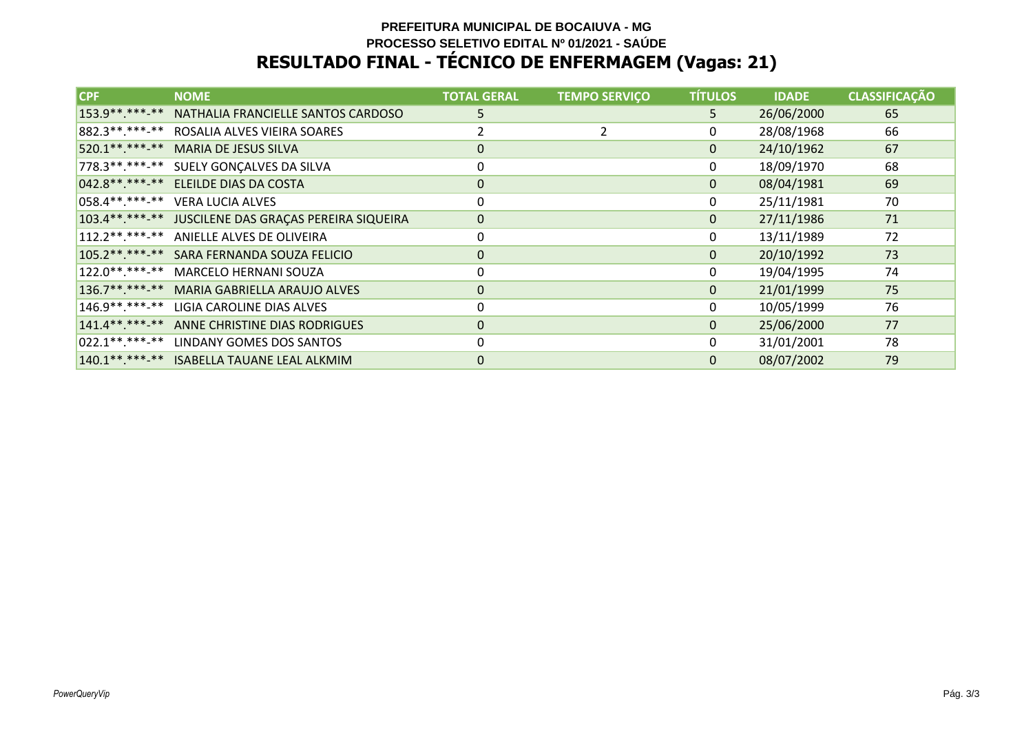**PREFEITURA MUNICIPAL DE BOCAIUVA - MG**

**PROCESSO SELETIVO EDITAL Nº 01/2021 - SAÚDE**

# RESULTADO FINAL - TÉCNICO DE ENFERMAGEM (Vagas: 21)

| CPF | NOME | TOTAL GERAL | TEMPO SERVIÇO | TÍTULOS | IDADE | CLASSIFICAÇÃO |
|---|---|---|---|---|---|---|
| 153.9**.***-** | NATHALIA FRANCIELLE SANTOS CARDOSO | 5 | | 5 | 26/06/2000 | 65 |
| 882.3**.***-** | ROSALIA ALVES VIEIRA SOARES | 2 | 2 | 0 | 28/08/1968 | 66 |
| 520.1**.***-** | MARIA DE JESUS SILVA | 0 | | 0 | 24/10/1962 | 67 |
| 778.3**.***-** | SUELY GONÇALVES DA SILVA | 0 | | 0 | 18/09/1970 | 68 |
| 042.8**.***-** | ELEILDE DIAS DA COSTA | 0 | | 0 | 08/04/1981 | 69 |
| 058.4**.***-** | VERA LUCIA ALVES | 0 | | 0 | 25/11/1981 | 70 |
| 103.4**.***-** | JUSCILENE DAS GRAÇAS PEREIRA SIQUEIRA | 0 | | 0 | 27/11/1986 | 71 |
| 112.2**.***-** | ANIELLE ALVES DE OLIVEIRA | 0 | | 0 | 13/11/1989 | 72 |
| 105.2**.***-** | SARA FERNANDA SOUZA FELICIO | 0 | | 0 | 20/10/1992 | 73 |
| 122.0**.***-** | MARCELO HERNANI SOUZA | 0 | | 0 | 19/04/1995 | 74 |
| 136.7**.***-** | MARIA GABRIELLA ARAUJO ALVES | 0 | | 0 | 21/01/1999 | 75 |
| 146.9**.***-** | LIGIA CAROLINE DIAS ALVES | 0 | | 0 | 10/05/1999 | 76 |
| 141.4**.***-** | ANNE CHRISTINE DIAS RODRIGUES | 0 | | 0 | 25/06/2000 | 77 |
| 022.1**.***-** | LINDANY GOMES DOS SANTOS | 0 | | 0 | 31/01/2001 | 78 |
| 140.1**.***-** | ISABELLA TAUANE LEAL ALKMIM | 0 | | 0 | 08/07/2002 | 79 |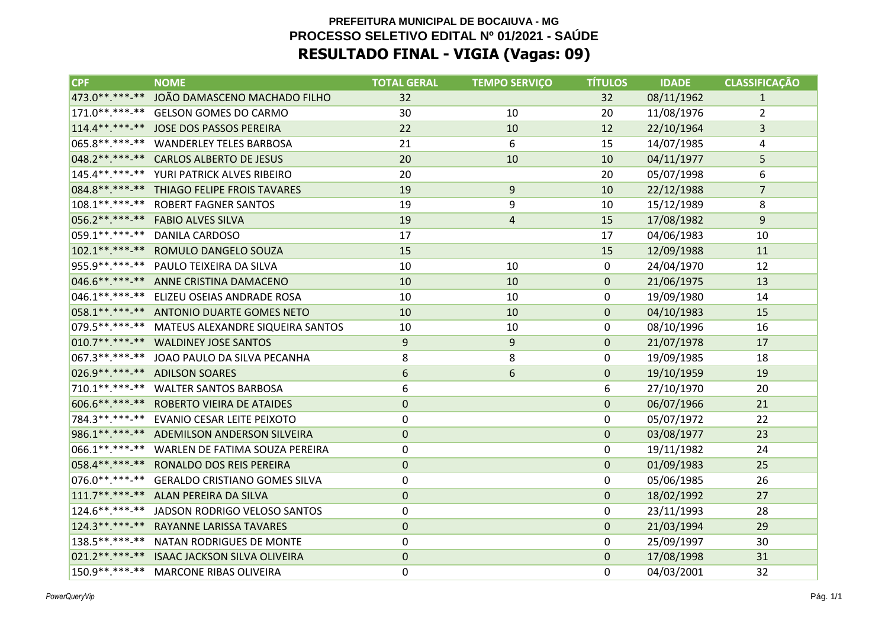**PREFEITURA MUNICIPAL DE BOCAIUVA - MG**
**PROCESSO SELETIVO EDITAL Nº 01/2021 - SAÚDE**

# RESULTADO FINAL - VIGIA (Vagas: 09)

| CPF | NOME | TOTAL GERAL | TEMPO SERVIÇO | TÍTULOS | IDADE | CLASSIFICAÇÃO |
|---|---|---|---|---|---|---|
| 473.0**.***-** | JOÃO DAMASCENO MACHADO FILHO | 32 | | 32 | 08/11/1962 | 1 |
| 171.0**.***-** | GELSON GOMES DO CARMO | 30 | 10 | 20 | 11/08/1976 | 2 |
| 114.4**.***-** | JOSE DOS PASSOS PEREIRA | 22 | 10 | 12 | 22/10/1964 | 3 |
| 065.8**.***-** | WANDERLEY TELES BARBOSA | 21 | 6 | 15 | 14/07/1985 | 4 |
| 048.2**.***-** | CARLOS ALBERTO DE JESUS | 20 | 10 | 10 | 04/11/1977 | 5 |
| 145.4**.***-** | YURI PATRICK ALVES RIBEIRO | 20 | | 20 | 05/07/1998 | 6 |
| 084.8**.***-** | THIAGO FELIPE FROIS TAVARES | 19 | 9 | 10 | 22/12/1988 | 7 |
| 108.1**.***-** | ROBERT FAGNER SANTOS | 19 | 9 | 10 | 15/12/1989 | 8 |
| 056.2**.***-** | FABIO ALVES SILVA | 19 | 4 | 15 | 17/08/1982 | 9 |
| 059.1**.***-** | DANILA CARDOSO | 17 | | 17 | 04/06/1983 | 10 |
| 102.1**.***-** | ROMULO DANGELO SOUZA | 15 | | 15 | 12/09/1988 | 11 |
| 955.9**.***-** | PAULO TEIXEIRA DA SILVA | 10 | 10 | 0 | 24/04/1970 | 12 |
| 046.6**.***-** | ANNE CRISTINA DAMACENO | 10 | 10 | 0 | 21/06/1975 | 13 |
| 046.1**.***-** | ELIZEU OSEIAS ANDRADE ROSA | 10 | 10 | 0 | 19/09/1980 | 14 |
| 058.1**.***-** | ANTONIO DUARTE GOMES NETO | 10 | 10 | 0 | 04/10/1983 | 15 |
| 079.5**.***-** | MATEUS ALEXANDRE SIQUEIRA SANTOS | 10 | 10 | 0 | 08/10/1996 | 16 |
| 010.7**.***-** | WALDINEY JOSE SANTOS | 9 | 9 | 0 | 21/07/1978 | 17 |
| 067.3**.***-** | JOAO PAULO DA SILVA PECANHA | 8 | 8 | 0 | 19/09/1985 | 18 |
| 026.9**.***-** | ADILSON SOARES | 6 | 6 | 0 | 19/10/1959 | 19 |
| 710.1**.***-** | WALTER SANTOS BARBOSA | 6 | | 6 | 27/10/1970 | 20 |
| 606.6**.***-** | ROBERTO VIEIRA DE ATAIDES | 0 | | 0 | 06/07/1966 | 21 |
| 784.3**.***-** | EVANIO CESAR LEITE PEIXOTO | 0 | | 0 | 05/07/1972 | 22 |
| 986.1**.***-** | ADEMILSON ANDERSON SILVEIRA | 0 | | 0 | 03/08/1977 | 23 |
| 066.1**.***-** | WARLEN DE FATIMA SOUZA PEREIRA | 0 | | 0 | 19/11/1982 | 24 |
| 058.4**.***-** | RONALDO DOS REIS PEREIRA | 0 | | 0 | 01/09/1983 | 25 |
| 076.0**.***-** | GERALDO CRISTIANO GOMES SILVA | 0 | | 0 | 05/06/1985 | 26 |
| 111.7**.***-** | ALAN PEREIRA DA SILVA | 0 | | 0 | 18/02/1992 | 27 |
| 124.6**.***-** | JADSON RODRIGO VELOSO SANTOS | 0 | | 0 | 23/11/1993 | 28 |
| 124.3**.***-** | RAYANNE LARISSA TAVARES | 0 | | 0 | 21/03/1994 | 29 |
| 138.5**.***-** | NATAN RODRIGUES DE MONTE | 0 | | 0 | 25/09/1997 | 30 |
| 021.2**.***-** | ISAAC JACKSON SILVA OLIVEIRA | 0 | | 0 | 17/08/1998 | 31 |
| 150.9**.***-** | MARCONE RIBAS OLIVEIRA | 0 | | 0 | 04/03/2001 | 32 |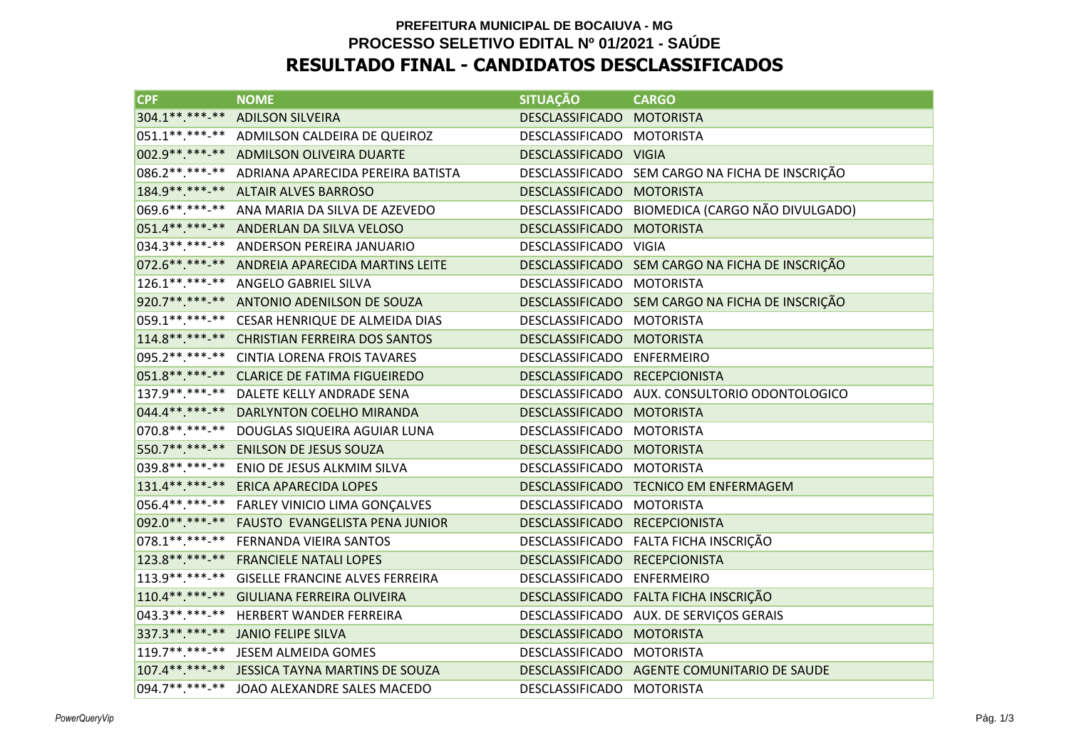**PREFEITURA MUNICIPAL DE BOCAIUVA - MG**

**PROCESSO SELETIVO EDITAL Nº 01/2021 - SAÚDE**

# RESULTADO FINAL - CANDIDATOS DESCLASSIFICADOS

| CPF | NOME | SITUAÇÃO | CARGO |
|---|---|---|---|
| 304.1**.***-** | ADILSON SILVEIRA | DESCLASSIFICADO | MOTORISTA |
| 051.1**.***-** | ADMILSON CALDEIRA DE QUEIROZ | DESCLASSIFICADO | MOTORISTA |
| 002.9**.***-** | ADMILSON OLIVEIRA DUARTE | DESCLASSIFICADO | VIGIA |
| 086.2**.***-** | ADRIANA APARECIDA PEREIRA BATISTA | DESCLASSIFICADO | SEM CARGO NA FICHA DE INSCRIÇÃO |
| 184.9**.***-** | ALTAIR ALVES BARROSO | DESCLASSIFICADO | MOTORISTA |
| 069.6**.***-** | ANA MARIA DA SILVA DE AZEVEDO | DESCLASSIFICADO | BIOMEDICA (CARGO NÃO DIVULGADO) |
| 051.4**.***-** | ANDERLAN DA SILVA VELOSO | DESCLASSIFICADO | MOTORISTA |
| 034.3**.***-** | ANDERSON PEREIRA JANUARIO | DESCLASSIFICADO | VIGIA |
| 072.6**.***-** | ANDREIA APARECIDA MARTINS LEITE | DESCLASSIFICADO | SEM CARGO NA FICHA DE INSCRIÇÃO |
| 126.1**.***-** | ANGELO GABRIEL SILVA | DESCLASSIFICADO | MOTORISTA |
| 920.7**.***-** | ANTONIO ADENILSON DE SOUZA | DESCLASSIFICADO | SEM CARGO NA FICHA DE INSCRIÇÃO |
| 059.1**.***-** | CESAR HENRIQUE DE ALMEIDA DIAS | DESCLASSIFICADO | MOTORISTA |
| 114.8**.***-** | CHRISTIAN FERREIRA DOS SANTOS | DESCLASSIFICADO | MOTORISTA |
| 095.2**.***-** | CINTIA LORENA FROIS TAVARES | DESCLASSIFICADO | ENFERMEIRO |
| 051.8**.***-** | CLARICE DE FATIMA FIGUEIREDO | DESCLASSIFICADO | RECEPCIONISTA |
| 137.9**.***-** | DALETE KELLY ANDRADE SENA | DESCLASSIFICADO | AUX. CONSULTORIO ODONTOLOGICO |
| 044.4**.***-** | DARLYNTON COELHO MIRANDA | DESCLASSIFICADO | MOTORISTA |
| 070.8**.***-** | DOUGLAS SIQUEIRA AGUIAR LUNA | DESCLASSIFICADO | MOTORISTA |
| 550.7**.***-** | ENILSON DE JESUS SOUZA | DESCLASSIFICADO | MOTORISTA |
| 039.8**.***-** | ENIO DE JESUS ALKMIM SILVA | DESCLASSIFICADO | MOTORISTA |
| 131.4**.***-** | ERICA APARECIDA LOPES | DESCLASSIFICADO | TECNICO EM ENFERMAGEM |
| 056.4**.***-** | FARLEY VINICIO LIMA GONÇALVES | DESCLASSIFICADO | MOTORISTA |
| 092.0**.***-** | FAUSTO EVANGELISTA PENA JUNIOR | DESCLASSIFICADO | RECEPCIONISTA |
| 078.1**.***-** | FERNANDA VIEIRA SANTOS | DESCLASSIFICADO | FALTA FICHA INSCRIÇÃO |
| 123.8**.***-** | FRANCIELE NATALI LOPES | DESCLASSIFICADO | RECEPCIONISTA |
| 113.9**.***-** | GISELLE FRANCINE ALVES FERREIRA | DESCLASSIFICADO | ENFERMEIRO |
| 110.4**.***-** | GIULIANA FERREIRA OLIVEIRA | DESCLASSIFICADO | FALTA FICHA INSCRIÇÃO |
| 043.3**.***-** | HERBERT WANDER FERREIRA | DESCLASSIFICADO | AUX. DE SERVIÇOS GERAIS |
| 337.3**.***-** | JANIO FELIPE SILVA | DESCLASSIFICADO | MOTORISTA |
| 119.7**.***-** | JESEM ALMEIDA GOMES | DESCLASSIFICADO | MOTORISTA |
| 107.4**.***-** | JESSICA TAYNA MARTINS DE SOUZA | DESCLASSIFICADO | AGENTE COMUNITARIO DE SAUDE |
| 094.7**.***-** | JOAO ALEXANDRE SALES MACEDO | DESCLASSIFICADO | MOTORISTA |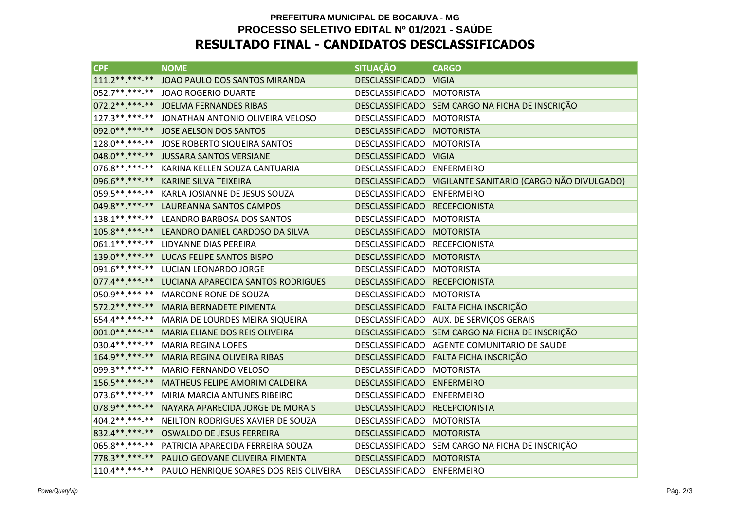**PREFEITURA MUNICIPAL DE BOCAIUVA - MG**

**PROCESSO SELETIVO EDITAL Nº 01/2021 - SAÚDE**

# RESULTADO FINAL - CANDIDATOS DESCLASSIFICADOS

| CPF | NOME | SITUAÇÃO | CARGO |
|---|---|---|---|
| 111.2**.***-** | JOAO PAULO DOS SANTOS MIRANDA | DESCLASSIFICADO | VIGIA |
| 052.7**.***-** | JOAO ROGERIO DUARTE | DESCLASSIFICADO | MOTORISTA |
| 072.2**.***-** | JOELMA FERNANDES RIBAS | DESCLASSIFICADO | SEM CARGO NA FICHA DE INSCRIÇÃO |
| 127.3**.***-** | JONATHAN ANTONIO OLIVEIRA VELOSO | DESCLASSIFICADO | MOTORISTA |
| 092.0**.***-** | JOSE AELSON DOS SANTOS | DESCLASSIFICADO | MOTORISTA |
| 128.0**.***-** | JOSE ROBERTO SIQUEIRA SANTOS | DESCLASSIFICADO | MOTORISTA |
| 048.0**.***-** | JUSSARA SANTOS VERSIANE | DESCLASSIFICADO | VIGIA |
| 076.8**.***-** | KARINA KELLEN SOUZA CANTUARIA | DESCLASSIFICADO | ENFERMEIRO |
| 096.6**.***-** | KARINE SILVA TEIXEIRA | DESCLASSIFICADO | VIGILANTE SANITARIO (CARGO NÃO DIVULGADO) |
| 059.5**.***-** | KARLA JOSIANNE DE JESUS SOUZA | DESCLASSIFICADO | ENFERMEIRO |
| 049.8**.***-** | LAUREANNA SANTOS CAMPOS | DESCLASSIFICADO | RECEPCIONISTA |
| 138.1**.***-** | LEANDRO BARBOSA DOS SANTOS | DESCLASSIFICADO | MOTORISTA |
| 105.8**.***-** | LEANDRO DANIEL CARDOSO DA SILVA | DESCLASSIFICADO | MOTORISTA |
| 061.1**.***-** | LIDYANNE DIAS PEREIRA | DESCLASSIFICADO | RECEPCIONISTA |
| 139.0**.***-** | LUCAS FELIPE SANTOS BISPO | DESCLASSIFICADO | MOTORISTA |
| 091.6**.***-** | LUCIAN LEONARDO JORGE | DESCLASSIFICADO | MOTORISTA |
| 077.4**.***-** | LUCIANA APARECIDA SANTOS RODRIGUES | DESCLASSIFICADO | RECEPCIONISTA |
| 050.9**.***-** | MARCONE RONE DE SOUZA | DESCLASSIFICADO | MOTORISTA |
| 572.2**.***-** | MARIA BERNADETE PIMENTA | DESCLASSIFICADO | FALTA FICHA INSCRIÇÃO |
| 654.4**.***-** | MARIA DE LOURDES MEIRA SIQUEIRA | DESCLASSIFICADO | AUX. DE SERVIÇOS GERAIS |
| 001.0**.***-** | MARIA ELIANE DOS REIS OLIVEIRA | DESCLASSIFICADO | SEM CARGO NA FICHA DE INSCRIÇÃO |
| 030.4**.***-** | MARIA REGINA LOPES | DESCLASSIFICADO | AGENTE COMUNITARIO DE SAUDE |
| 164.9**.***-** | MARIA REGINA OLIVEIRA RIBAS | DESCLASSIFICADO | FALTA FICHA INSCRIÇÃO |
| 099.3**.***-** | MARIO FERNANDO VELOSO | DESCLASSIFICADO | MOTORISTA |
| 156.5**.***-** | MATHEUS FELIPE AMORIM CALDEIRA | DESCLASSIFICADO | ENFERMEIRO |
| 073.6**.***-** | MIRIA MARCIA ANTUNES RIBEIRO | DESCLASSIFICADO | ENFERMEIRO |
| 078.9**.***-** | NAYARA APARECIDA JORGE DE MORAIS | DESCLASSIFICADO | RECEPCIONISTA |
| 404.2**.***-** | NEILTON RODRIGUES XAVIER DE SOUZA | DESCLASSIFICADO | MOTORISTA |
| 832.4**.***-** | OSWALDO DE JESUS FERREIRA | DESCLASSIFICADO | MOTORISTA |
| 065.8**.***-** | PATRICIA APARECIDA FERREIRA SOUZA | DESCLASSIFICADO | SEM CARGO NA FICHA DE INSCRIÇÃO |
| 778.3**.***-** | PAULO GEOVANE OLIVEIRA PIMENTA | DESCLASSIFICADO | MOTORISTA |
| 110.4**.***-** | PAULO HENRIQUE SOARES DOS REIS OLIVEIRA | DESCLASSIFICADO | ENFERMEIRO |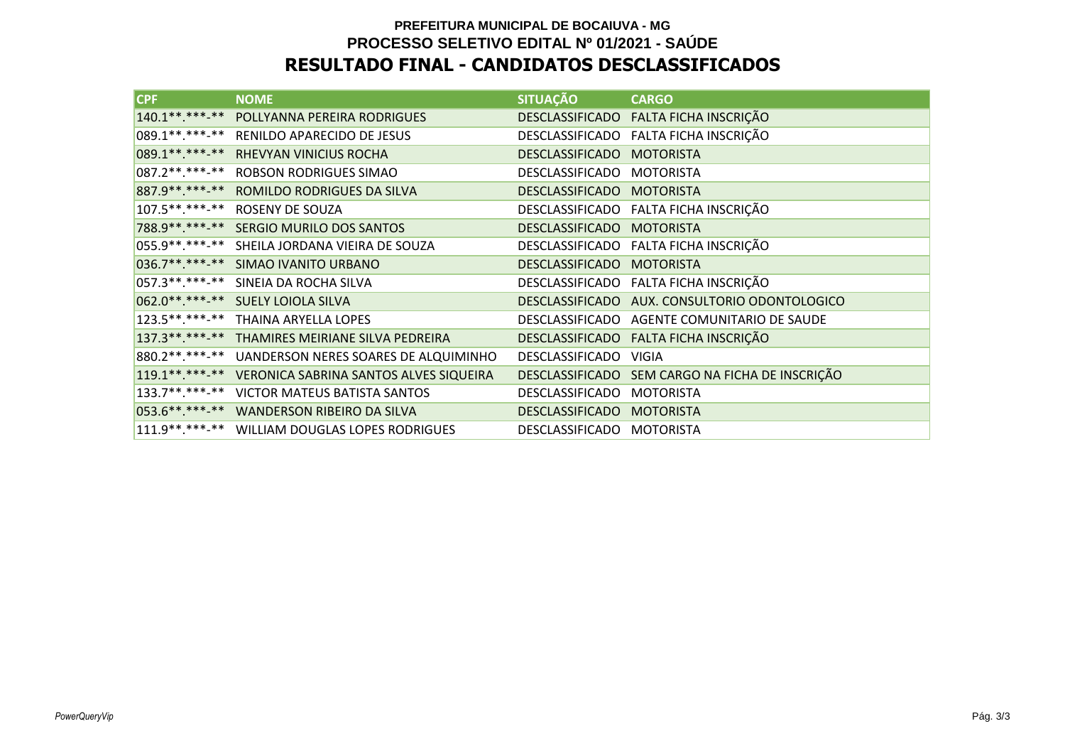# PREFEITURA MUNICIPAL DE BOCAIUVA - MG
## PROCESSO SELETIVO EDITAL Nº 01/2021 - SAÚDE
## RESULTADO FINAL - CANDIDATOS DESCLASSIFICADOS

| CPF | NOME | SITUAÇÃO | CARGO |
|---|---|---|---|
| 140.1**.***-** | POLLYANNA PEREIRA RODRIGUES | DESCLASSIFICADO | FALTA FICHA INSCRIÇÃO |
| 089.1**.***-** | RENILDO APARECIDO DE JESUS | DESCLASSIFICADO | FALTA FICHA INSCRIÇÃO |
| 089.1**.***-** | RHEVYAN VINICIUS ROCHA | DESCLASSIFICADO | MOTORISTA |
| 087.2**.***-** | ROBSON RODRIGUES SIMAO | DESCLASSIFICADO | MOTORISTA |
| 887.9**.***-** | ROMILDO RODRIGUES DA SILVA | DESCLASSIFICADO | MOTORISTA |
| 107.5**.***-** | ROSENY DE SOUZA | DESCLASSIFICADO | FALTA FICHA INSCRIÇÃO |
| 788.9**.***-** | SERGIO MURILO DOS SANTOS | DESCLASSIFICADO | MOTORISTA |
| 055.9**.***-** | SHEILA JORDANA VIEIRA DE SOUZA | DESCLASSIFICADO | FALTA FICHA INSCRIÇÃO |
| 036.7**.***-** | SIMAO IVANITO URBANO | DESCLASSIFICADO | MOTORISTA |
| 057.3**.***-** | SINEIA DA ROCHA SILVA | DESCLASSIFICADO | FALTA FICHA INSCRIÇÃO |
| 062.0**.***-** | SUELY LOIOLA SILVA | DESCLASSIFICADO | AUX. CONSULTORIO ODONTOLOGICO |
| 123.5**.***-** | THAINA ARYELLA LOPES | DESCLASSIFICADO | AGENTE COMUNITARIO DE SAUDE |
| 137.3**.***-** | THAMIRES MEIRIANE SILVA PEDREIRA | DESCLASSIFICADO | FALTA FICHA INSCRIÇÃO |
| 880.2**.***-** | UANDERSON NERES SOARES DE ALQUIMINHO | DESCLASSIFICADO | VIGIA |
| 119.1**.***-** | VERONICA SABRINA SANTOS ALVES SIQUEIRA | DESCLASSIFICADO | SEM CARGO NA FICHA DE INSCRIÇÃO |
| 133.7**.***-** | VICTOR MATEUS BATISTA SANTOS | DESCLASSIFICADO | MOTORISTA |
| 053.6**.***-** | WANDERSON RIBEIRO DA SILVA | DESCLASSIFICADO | MOTORISTA |
| 111.9**.***-** | WILLIAM DOUGLAS LOPES RODRIGUES | DESCLASSIFICADO | MOTORISTA |

*PowerQueryVip*